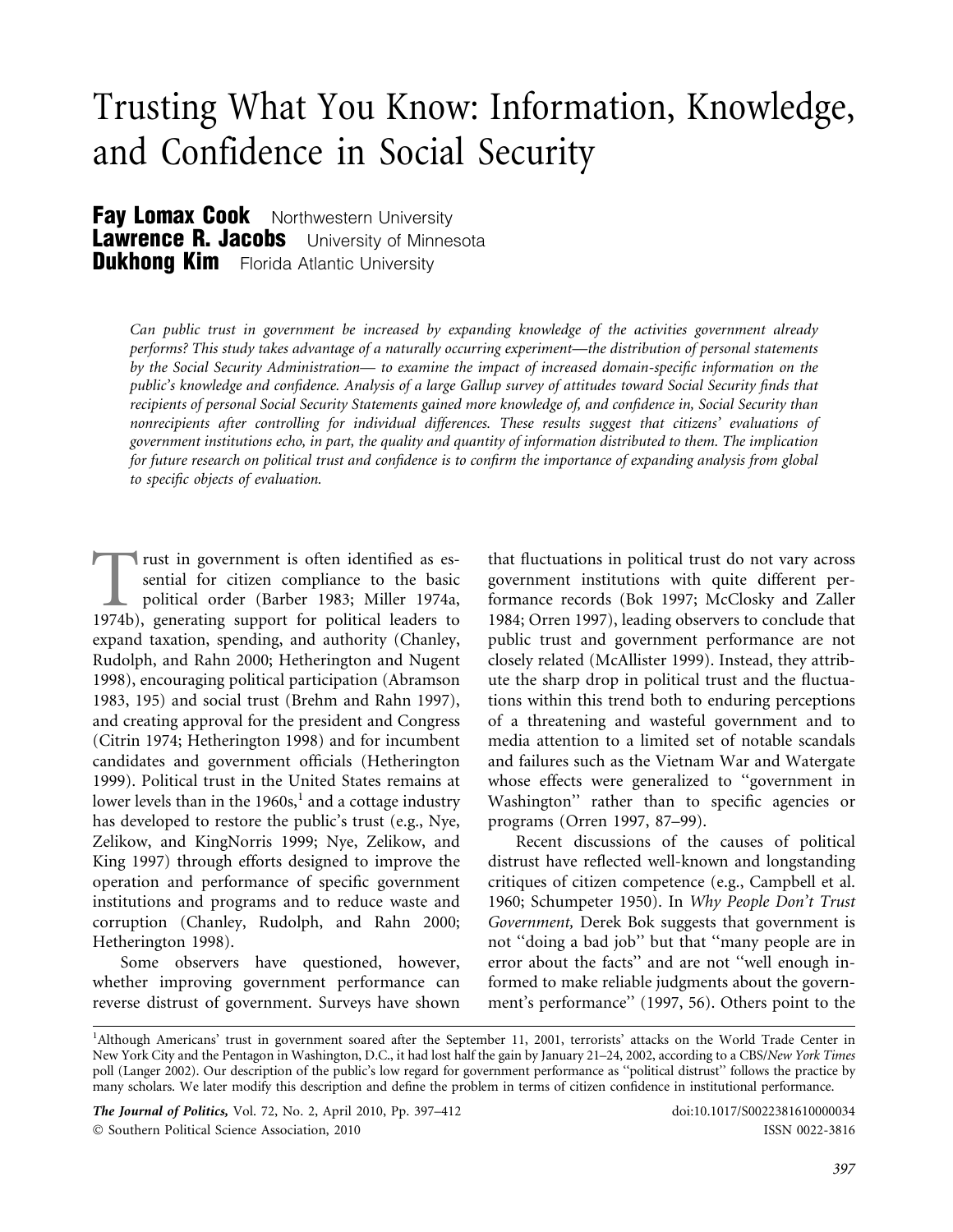# Trusting What You Know: Information, Knowledge, and Confidence in Social Security

**Fay Lomax Cook** Northwestern University
**Lawrence R. Jacobs** University of Minnesota
**Dukhong Kim** Florida Atlantic University

*Can public trust in government be increased by expanding knowledge of the activities government already performs? This study takes advantage of a naturally occurring experiment—the distribution of personal statements by the Social Security Administration— to examine the impact of increased domain-specific information on the public's knowledge and confidence. Analysis of a large Gallup survey of attitudes toward Social Security finds that recipients of personal Social Security Statements gained more knowledge of, and confidence in, Social Security than nonrecipients after controlling for individual differences. These results suggest that citizens' evaluations of government institutions echo, in part, the quality and quantity of information distributed to them. The implication for future research on political trust and confidence is to confirm the importance of expanding analysis from global to specific objects of evaluation.*

Trust in government is often identified as essential for citizen compliance to the basic political order (Barber 1983; Miller 1974a, 1974b), generating support for political leaders to expand taxation, spending, and authority (Chanley, Rudolph, and Rahn 2000; Hetherington and Nugent 1998), encouraging political participation (Abramson 1983, 195) and social trust (Brehm and Rahn 1997), and creating approval for the president and Congress (Citrin 1974; Hetherington 1998) and for incumbent candidates and government officials (Hetherington 1999). Political trust in the United States remains at lower levels than in the 1960s,[1] and a cottage industry has developed to restore the public's trust (e.g., Nye, Zelikow, and KingNorris 1999; Nye, Zelikow, and King 1997) through efforts designed to improve the operation and performance of specific government institutions and programs and to reduce waste and corruption (Chanley, Rudolph, and Rahn 2000; Hetherington 1998).

Some observers have questioned, however, whether improving government performance can reverse distrust of government. Surveys have shown that fluctuations in political trust do not vary across government institutions with quite different performance records (Bok 1997; McClosky and Zaller 1984; Orren 1997), leading observers to conclude that public trust and government performance are not closely related (McAllister 1999). Instead, they attribute the sharp drop in political trust and the fluctuations within this trend both to enduring perceptions of a threatening and wasteful government and to media attention to a limited set of notable scandals and failures such as the Vietnam War and Watergate whose effects were generalized to "government in Washington" rather than to specific agencies or programs (Orren 1997, 87–99).

Recent discussions of the causes of political distrust have reflected well-known and longstanding critiques of citizen competence (e.g., Campbell et al. 1960; Schumpeter 1950). In *Why People Don't Trust Government,* Derek Bok suggests that government is not "doing a bad job" but that "many people are in error about the facts" and are not "well enough informed to make reliable judgments about the government's performance" (1997, 56). Others point to the

[1]Although Americans' trust in government soared after the September 11, 2001, terrorists' attacks on the World Trade Center in New York City and the Pentagon in Washington, D.C., it had lost half the gain by January 21–24, 2002, according to a CBS/*New York Times* poll (Langer 2002). Our description of the public's low regard for government performance as "political distrust" follows the practice by many scholars. We later modify this description and define the problem in terms of citizen confidence in institutional performance.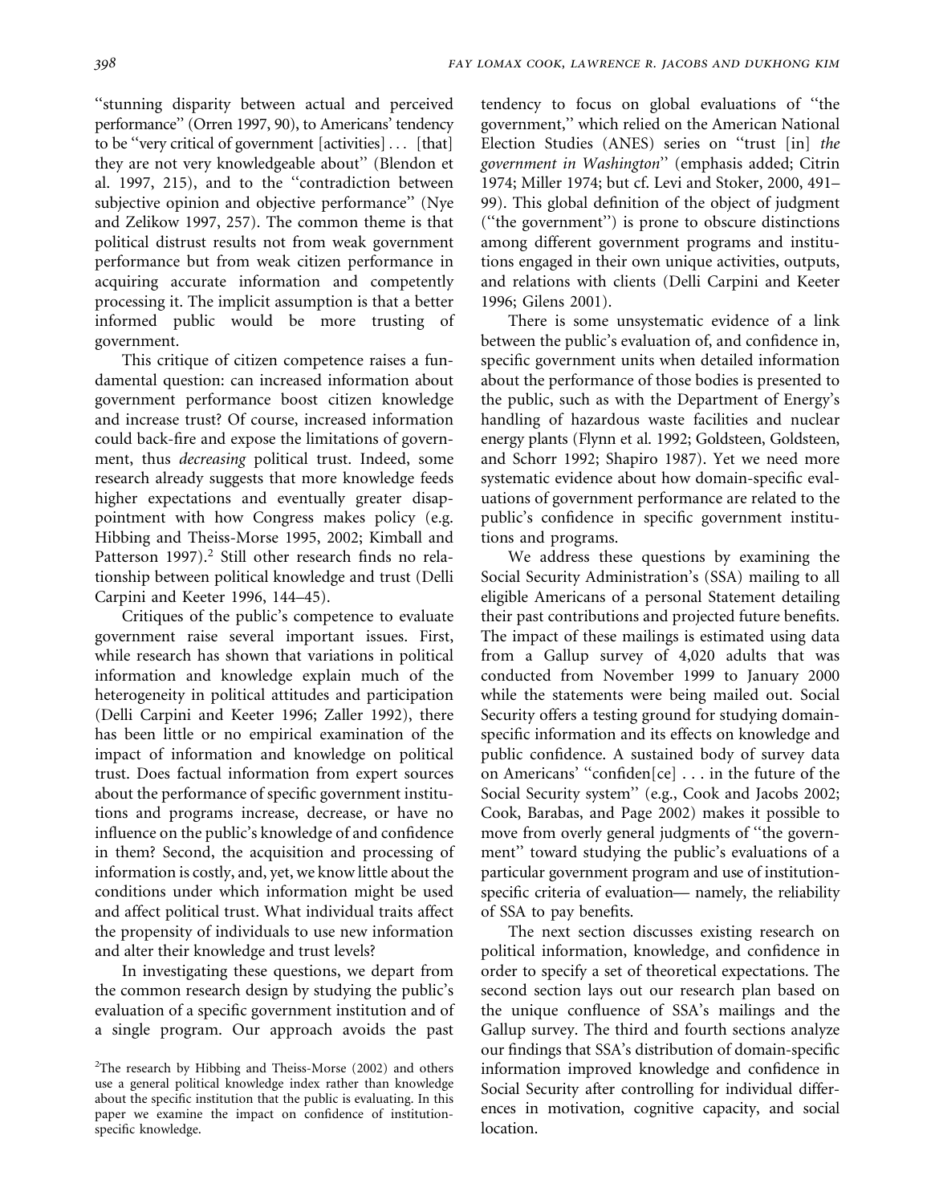"stunning disparity between actual and perceived performance" (Orren 1997, 90), to Americans' tendency to be "very critical of government [activities] ... [that] they are not very knowledgeable about" (Blendon et al. 1997, 215), and to the "contradiction between subjective opinion and objective performance" (Nye and Zelikow 1997, 257). The common theme is that political distrust results not from weak government performance but from weak citizen performance in acquiring accurate information and competently processing it. The implicit assumption is that a better informed public would be more trusting of government.

This critique of citizen competence raises a fundamental question: can increased information about government performance boost citizen knowledge and increase trust? Of course, increased information could back-fire and expose the limitations of government, thus *decreasing* political trust. Indeed, some research already suggests that more knowledge feeds higher expectations and eventually greater disappointment with how Congress makes policy (e.g. Hibbing and Theiss-Morse 1995, 2002; Kimball and Patterson 1997).[2] Still other research finds no relationship between political knowledge and trust (Delli Carpini and Keeter 1996, 144–45).

Critiques of the public's competence to evaluate government raise several important issues. First, while research has shown that variations in political information and knowledge explain much of the heterogeneity in political attitudes and participation (Delli Carpini and Keeter 1996; Zaller 1992), there has been little or no empirical examination of the impact of information and knowledge on political trust. Does factual information from expert sources about the performance of specific government institutions and programs increase, decrease, or have no influence on the public's knowledge of and confidence in them? Second, the acquisition and processing of information is costly, and, yet, we know little about the conditions under which information might be used and affect political trust. What individual traits affect the propensity of individuals to use new information and alter their knowledge and trust levels?

In investigating these questions, we depart from the common research design by studying the public's evaluation of a specific government institution and of a single program. Our approach avoids the past tendency to focus on global evaluations of "the government," which relied on the American National Election Studies (ANES) series on "trust [in] *the government in Washington*" (emphasis added; Citrin 1974; Miller 1974; but cf. Levi and Stoker, 2000, 491–99). This global definition of the object of judgment ("the government") is prone to obscure distinctions among different government programs and institutions engaged in their own unique activities, outputs, and relations with clients (Delli Carpini and Keeter 1996; Gilens 2001).

There is some unsystematic evidence of a link between the public's evaluation of, and confidence in, specific government units when detailed information about the performance of those bodies is presented to the public, such as with the Department of Energy's handling of hazardous waste facilities and nuclear energy plants (Flynn et al. 1992; Goldsteen, Goldsteen, and Schorr 1992; Shapiro 1987). Yet we need more systematic evidence about how domain-specific evaluations of government performance are related to the public's confidence in specific government institutions and programs.

We address these questions by examining the Social Security Administration's (SSA) mailing to all eligible Americans of a personal Statement detailing their past contributions and projected future benefits. The impact of these mailings is estimated using data from a Gallup survey of 4,020 adults that was conducted from November 1999 to January 2000 while the statements were being mailed out. Social Security offers a testing ground for studying domain-specific information and its effects on knowledge and public confidence. A sustained body of survey data on Americans' "confiden[ce] . . . in the future of the Social Security system" (e.g., Cook and Jacobs 2002; Cook, Barabas, and Page 2002) makes it possible to move from overly general judgments of "the government" toward studying the public's evaluations of a particular government program and use of institution-specific criteria of evaluation— namely, the reliability of SSA to pay benefits.

The next section discusses existing research on political information, knowledge, and confidence in order to specify a set of theoretical expectations. The second section lays out our research plan based on the unique confluence of SSA's mailings and the Gallup survey. The third and fourth sections analyze our findings that SSA's distribution of domain-specific information improved knowledge and confidence in Social Security after controlling for individual differences in motivation, cognitive capacity, and social location.

[2] The research by Hibbing and Theiss-Morse (2002) and others use a general political knowledge index rather than knowledge about the specific institution that the public is evaluating. In this paper we examine the impact on confidence of institution-specific knowledge.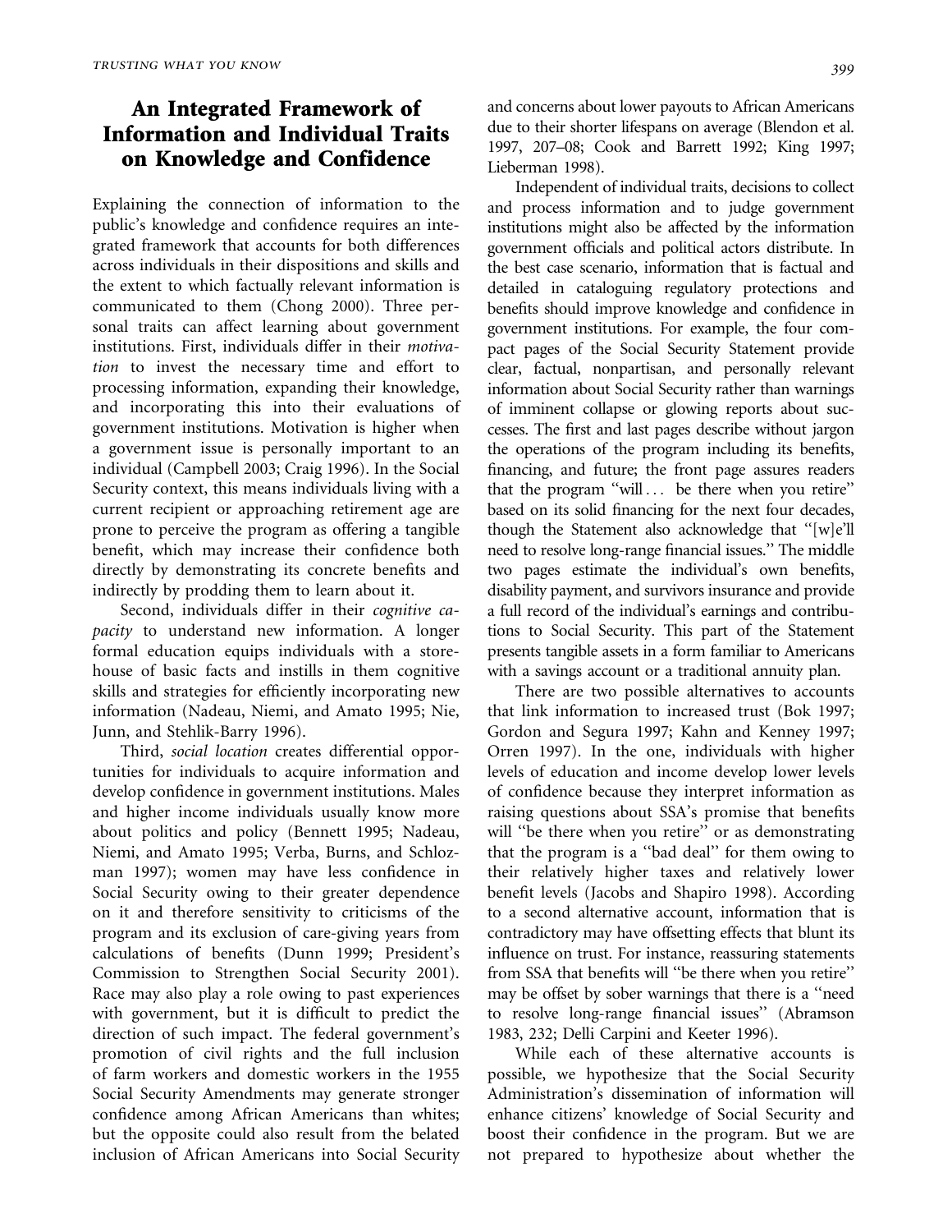## An Integrated Framework of Information and Individual Traits on Knowledge and Confidence

Explaining the connection of information to the public's knowledge and confidence requires an integrated framework that accounts for both differences across individuals in their dispositions and skills and the extent to which factually relevant information is communicated to them (Chong 2000). Three personal traits can affect learning about government institutions. First, individuals differ in their *motivation* to invest the necessary time and effort to processing information, expanding their knowledge, and incorporating this into their evaluations of government institutions. Motivation is higher when a government issue is personally important to an individual (Campbell 2003; Craig 1996). In the Social Security context, this means individuals living with a current recipient or approaching retirement age are prone to perceive the program as offering a tangible benefit, which may increase their confidence both directly by demonstrating its concrete benefits and indirectly by prodding them to learn about it.

Second, individuals differ in their *cognitive capacity* to understand new information. A longer formal education equips individuals with a storehouse of basic facts and instills in them cognitive skills and strategies for efficiently incorporating new information (Nadeau, Niemi, and Amato 1995; Nie, Junn, and Stehlik-Barry 1996).

Third, *social location* creates differential opportunities for individuals to acquire information and develop confidence in government institutions. Males and higher income individuals usually know more about politics and policy (Bennett 1995; Nadeau, Niemi, and Amato 1995; Verba, Burns, and Schlozman 1997); women may have less confidence in Social Security owing to their greater dependence on it and therefore sensitivity to criticisms of the program and its exclusion of care-giving years from calculations of benefits (Dunn 1999; President's Commission to Strengthen Social Security 2001). Race may also play a role owing to past experiences with government, but it is difficult to predict the direction of such impact. The federal government's promotion of civil rights and the full inclusion of farm workers and domestic workers in the 1955 Social Security Amendments may generate stronger confidence among African Americans than whites; but the opposite could also result from the belated inclusion of African Americans into Social Security and concerns about lower payouts to African Americans due to their shorter lifespans on average (Blendon et al. 1997, 207–08; Cook and Barrett 1992; King 1997; Lieberman 1998).

Independent of individual traits, decisions to collect and process information and to judge government institutions might also be affected by the information government officials and political actors distribute. In the best case scenario, information that is factual and detailed in cataloguing regulatory protections and benefits should improve knowledge and confidence in government institutions. For example, the four compact pages of the Social Security Statement provide clear, factual, nonpartisan, and personally relevant information about Social Security rather than warnings of imminent collapse or glowing reports about successes. The first and last pages describe without jargon the operations of the program including its benefits, financing, and future; the front page assures readers that the program "will . . . be there when you retire" based on its solid financing for the next four decades, though the Statement also acknowledge that "[w]e'll need to resolve long-range financial issues." The middle two pages estimate the individual's own benefits, disability payment, and survivors insurance and provide a full record of the individual's earnings and contributions to Social Security. This part of the Statement presents tangible assets in a form familiar to Americans with a savings account or a traditional annuity plan.

There are two possible alternatives to accounts that link information to increased trust (Bok 1997; Gordon and Segura 1997; Kahn and Kenney 1997; Orren 1997). In the one, individuals with higher levels of education and income develop lower levels of confidence because they interpret information as raising questions about SSA's promise that benefits will "be there when you retire" or as demonstrating that the program is a "bad deal" for them owing to their relatively higher taxes and relatively lower benefit levels (Jacobs and Shapiro 1998). According to a second alternative account, information that is contradictory may have offsetting effects that blunt its influence on trust. For instance, reassuring statements from SSA that benefits will "be there when you retire" may be offset by sober warnings that there is a "need to resolve long-range financial issues" (Abramson 1983, 232; Delli Carpini and Keeter 1996).

While each of these alternative accounts is possible, we hypothesize that the Social Security Administration's dissemination of information will enhance citizens' knowledge of Social Security and boost their confidence in the program. But we are not prepared to hypothesize about whether the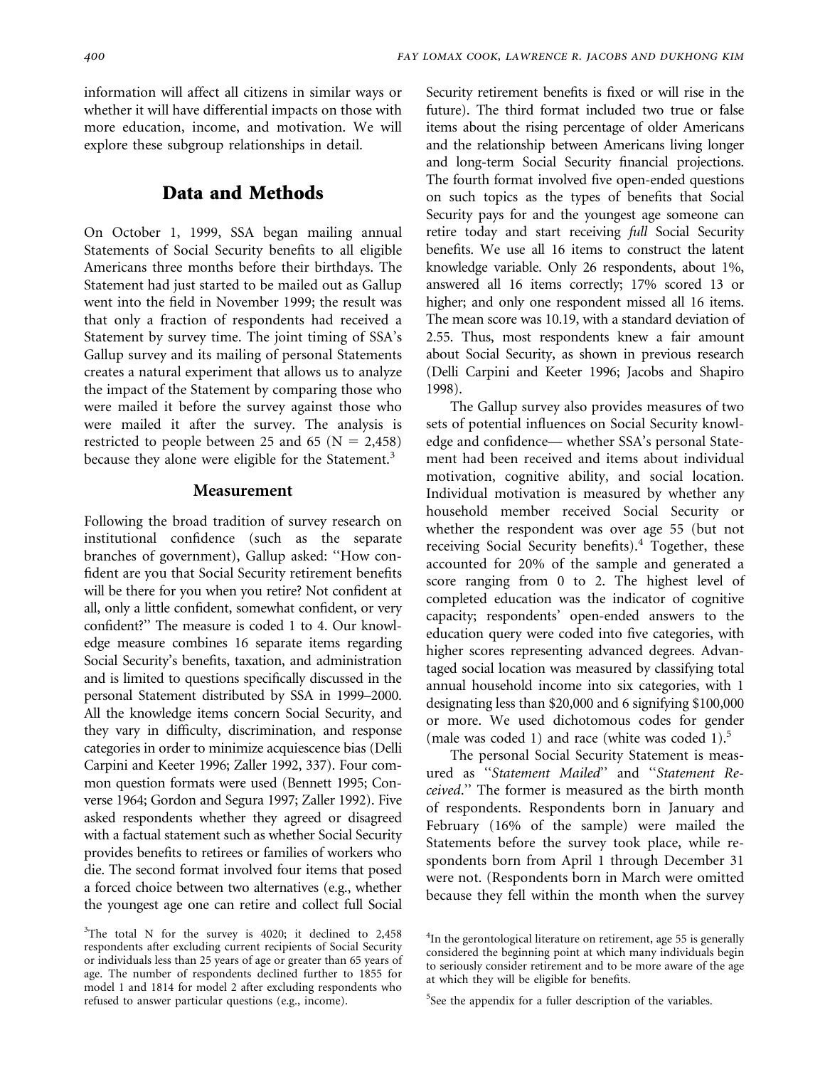information will affect all citizens in similar ways or whether it will have differential impacts on those with more education, income, and motivation. We will explore these subgroup relationships in detail.

## Data and Methods

On October 1, 1999, SSA began mailing annual Statements of Social Security benefits to all eligible Americans three months before their birthdays. The Statement had just started to be mailed out as Gallup went into the field in November 1999; the result was that only a fraction of respondents had received a Statement by survey time. The joint timing of SSA's Gallup survey and its mailing of personal Statements creates a natural experiment that allows us to analyze the impact of the Statement by comparing those who were mailed it before the survey against those who were mailed it after the survey. The analysis is restricted to people between 25 and 65 (N = 2,458) because they alone were eligible for the Statement.[3]

### Measurement

Following the broad tradition of survey research on institutional confidence (such as the separate branches of government), Gallup asked: "How confident are you that Social Security retirement benefits will be there for you when you retire? Not confident at all, only a little confident, somewhat confident, or very confident?" The measure is coded 1 to 4. Our knowledge measure combines 16 separate items regarding Social Security's benefits, taxation, and administration and is limited to questions specifically discussed in the personal Statement distributed by SSA in 1999–2000. All the knowledge items concern Social Security, and they vary in difficulty, discrimination, and response categories in order to minimize acquiescence bias (Delli Carpini and Keeter 1996; Zaller 1992, 337). Four common question formats were used (Bennett 1995; Converse 1964; Gordon and Segura 1997; Zaller 1992). Five asked respondents whether they agreed or disagreed with a factual statement such as whether Social Security provides benefits to retirees or families of workers who die. The second format involved four items that posed a forced choice between two alternatives (e.g., whether the youngest age one can retire and collect full Social Security retirement benefits is fixed or will rise in the future). The third format included two true or false items about the rising percentage of older Americans and the relationship between Americans living longer and long-term Social Security financial projections. The fourth format involved five open-ended questions on such topics as the types of benefits that Social Security pays for and the youngest age someone can retire today and start receiving *full* Social Security benefits. We use all 16 items to construct the latent knowledge variable. Only 26 respondents, about 1%, answered all 16 items correctly; 17% scored 13 or higher; and only one respondent missed all 16 items. The mean score was 10.19, with a standard deviation of 2.55. Thus, most respondents knew a fair amount about Social Security, as shown in previous research (Delli Carpini and Keeter 1996; Jacobs and Shapiro 1998).

The Gallup survey also provides measures of two sets of potential influences on Social Security knowledge and confidence— whether SSA's personal Statement had been received and items about individual motivation, cognitive ability, and social location. Individual motivation is measured by whether any household member received Social Security or whether the respondent was over age 55 (but not receiving Social Security benefits).[4] Together, these accounted for 20% of the sample and generated a score ranging from 0 to 2. The highest level of completed education was the indicator of cognitive capacity; respondents' open-ended answers to the education query were coded into five categories, with higher scores representing advanced degrees. Advantaged social location was measured by classifying total annual household income into six categories, with 1 designating less than $20,000 and 6 signifying $100,000 or more. We used dichotomous codes for gender (male was coded 1) and race (white was coded 1).[5]

The personal Social Security Statement is measured as "*Statement Mailed*" and "*Statement Received*." The former is measured as the birth month of respondents. Respondents born in January and February (16% of the sample) were mailed the Statements before the survey took place, while respondents born from April 1 through December 31 were not. (Respondents born in March were omitted because they fell within the month when the survey

[3] The total N for the survey is 4020; it declined to 2,458 respondents after excluding current recipients of Social Security or individuals less than 25 years of age or greater than 65 years of age. The number of respondents declined further to 1855 for model 1 and 1814 for model 2 after excluding respondents who refused to answer particular questions (e.g., income).

[4] In the gerontological literature on retirement, age 55 is generally considered the beginning point at which many individuals begin to seriously consider retirement and to be more aware of the age at which they will be eligible for benefits.

[5] See the appendix for a fuller description of the variables.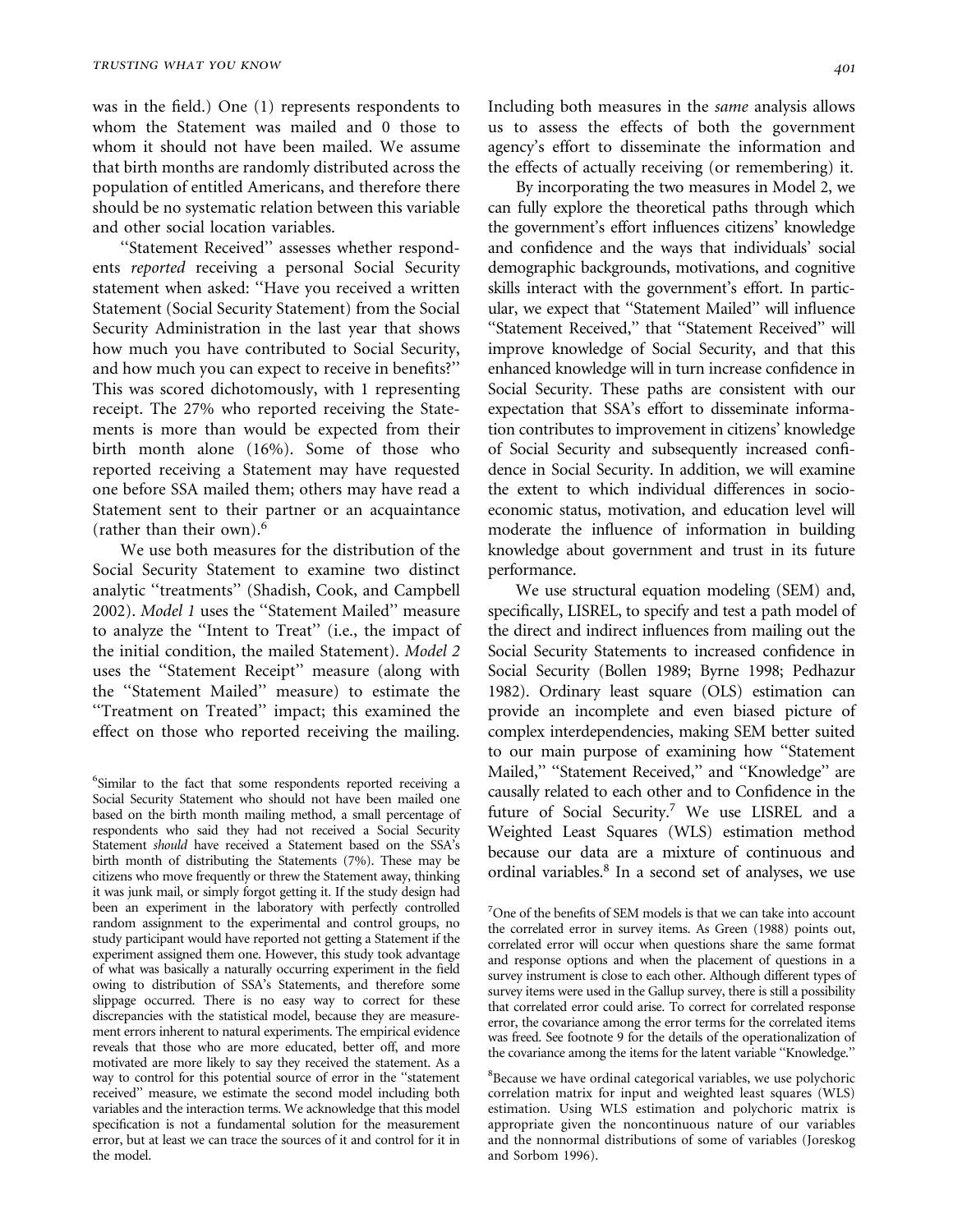was in the field.) One (1) represents respondents to whom the Statement was mailed and 0 those to whom it should not have been mailed. We assume that birth months are randomly distributed across the population of entitled Americans, and therefore there should be no systematic relation between this variable and other social location variables.

"Statement Received" assesses whether respondents *reported* receiving a personal Social Security statement when asked: "Have you received a written Statement (Social Security Statement) from the Social Security Administration in the last year that shows how much you have contributed to Social Security, and how much you can expect to receive in benefits?" This was scored dichotomously, with 1 representing receipt. The 27% who reported receiving the Statements is more than would be expected from their birth month alone (16%). Some of those who reported receiving a Statement may have requested one before SSA mailed them; others may have read a Statement sent to their partner or an acquaintance (rather than their own).[6]

We use both measures for the distribution of the Social Security Statement to examine two distinct analytic "treatments" (Shadish, Cook, and Campbell 2002). *Model 1* uses the "Statement Mailed" measure to analyze the "Intent to Treat" (i.e., the impact of the initial condition, the mailed Statement). *Model 2* uses the "Statement Receipt" measure (along with the "Statement Mailed" measure) to estimate the "Treatment on Treated" impact; this examined the effect on those who reported receiving the mailing. Including both measures in the *same* analysis allows us to assess the effects of both the government agency's effort to disseminate the information and the effects of actually receiving (or remembering) it.

By incorporating the two measures in Model 2, we can fully explore the theoretical paths through which the government's effort influences citizens' knowledge and confidence and the ways that individuals' social demographic backgrounds, motivations, and cognitive skills interact with the government's effort. In particular, we expect that "Statement Mailed" will influence "Statement Received," that "Statement Received" will improve knowledge of Social Security, and that this enhanced knowledge will in turn increase confidence in Social Security. These paths are consistent with our expectation that SSA's effort to disseminate information contributes to improvement in citizens' knowledge of Social Security and subsequently increased confidence in Social Security. In addition, we will examine the extent to which individual differences in socioeconomic status, motivation, and education level will moderate the influence of information in building knowledge about government and trust in its future performance.

We use structural equation modeling (SEM) and, specifically, LISREL, to specify and test a path model of the direct and indirect influences from mailing out the Social Security Statements to increased confidence in Social Security (Bollen 1989; Byrne 1998; Pedhazur 1982). Ordinary least square (OLS) estimation can provide an incomplete and even biased picture of complex interdependencies, making SEM better suited to our main purpose of examining how "Statement Mailed," "Statement Received," and "Knowledge" are causally related to each other and to Confidence in the future of Social Security.[7] We use LISREL and a Weighted Least Squares (WLS) estimation method because our data are a mixture of continuous and ordinal variables.[8] In a second set of analyses, we use

[6] Similar to the fact that some respondents reported receiving a Social Security Statement who should not have been mailed one based on the birth month mailing method, a small percentage of respondents who said they had not received a Social Security Statement *should* have received a Statement based on the SSA's birth month of distributing the Statements (7%). These may be citizens who move frequently or threw the Statement away, thinking it was junk mail, or simply forgot getting it. If the study design had been an experiment in the laboratory with perfectly controlled random assignment to the experimental and control groups, no study participant would have reported not getting a Statement if the experiment assigned them one. However, this study took advantage of what was basically a naturally occurring experiment in the field owing to distribution of SSA's Statements, and therefore some slippage occurred. There is no easy way to correct for these discrepancies with the statistical model, because they are measurement errors inherent to natural experiments. The empirical evidence reveals that those who are more educated, better off, and more motivated are more likely to say they received the statement. As a way to control for this potential source of error in the "statement received" measure, we estimate the second model including both variables and the interaction terms. We acknowledge that this model specification is not a fundamental solution for the measurement error, but at least we can trace the sources of it and control for it in the model.

[7] One of the benefits of SEM models is that we can take into account the correlated error in survey items. As Green (1988) points out, correlated error will occur when questions share the same format and response options and when the placement of questions in a survey instrument is close to each other. Although different types of survey items were used in the Gallup survey, there is still a possibility that correlated error could arise. To correct for correlated response error, the covariance among the error terms for the correlated items was freed. See footnote 9 for the details of the operationalization of the covariance among the items for the latent variable "Knowledge."

[8] Because we have ordinal categorical variables, we use polychoric correlation matrix for input and weighted least squares (WLS) estimation. Using WLS estimation and polychoric matrix is appropriate given the noncontinuous nature of our variables and the nonnormal distributions of some of variables (Joreskog and Sorbom 1996).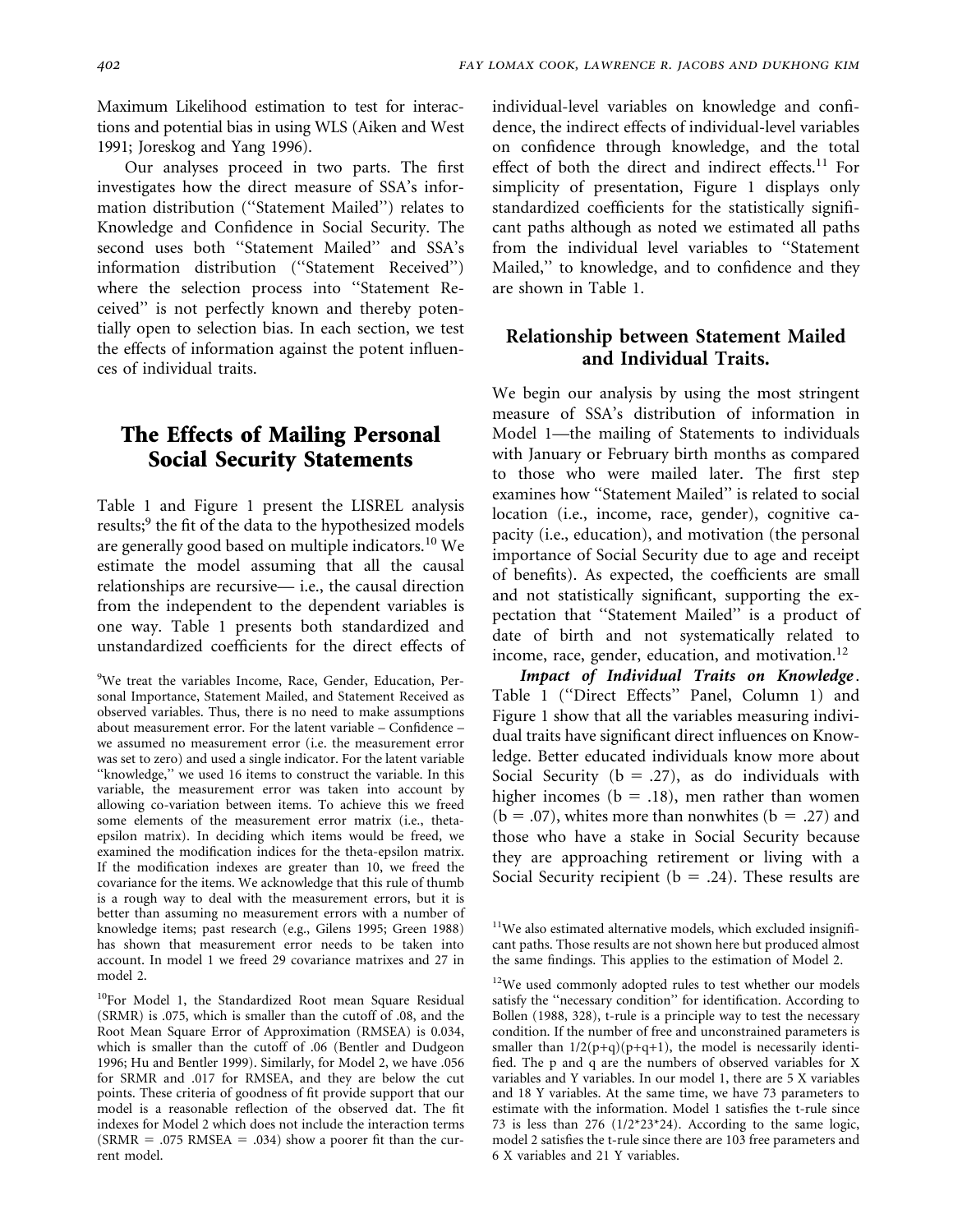Maximum Likelihood estimation to test for interactions and potential bias in using WLS (Aiken and West 1991; Joreskog and Yang 1996).

Our analyses proceed in two parts. The first investigates how the direct measure of SSA's information distribution (''Statement Mailed'') relates to Knowledge and Confidence in Social Security. The second uses both ''Statement Mailed'' and SSA's information distribution (''Statement Received'') where the selection process into ''Statement Received'' is not perfectly known and thereby potentially open to selection bias. In each section, we test the effects of information against the potent influences of individual traits.

## The Effects of Mailing Personal Social Security Statements

Table 1 and Figure 1 present the LISREL analysis results;[9] the fit of the data to the hypothesized models are generally good based on multiple indicators.[10] We estimate the model assuming that all the causal relationships are recursive— i.e., the causal direction from the independent to the dependent variables is one way. Table 1 presents both standardized and unstandardized coefficients for the direct effects of individual-level variables on knowledge and confidence, the indirect effects of individual-level variables on confidence through knowledge, and the total effect of both the direct and indirect effects.[11] For simplicity of presentation, Figure 1 displays only standardized coefficients for the statistically significant paths although as noted we estimated all paths from the individual level variables to ''Statement Mailed,'' to knowledge, and to confidence and they are shown in Table 1.

### Relationship between Statement Mailed and Individual Traits.

We begin our analysis by using the most stringent measure of SSA's distribution of information in Model 1—the mailing of Statements to individuals with January or February birth months as compared to those who were mailed later. The first step examines how ''Statement Mailed'' is related to social location (i.e., income, race, gender), cognitive capacity (i.e., education), and motivation (the personal importance of Social Security due to age and receipt of benefits). As expected, the coefficients are small and not statistically significant, supporting the expectation that ''Statement Mailed'' is a product of date of birth and not systematically related to income, race, gender, education, and motivation.[12]

***Impact of Individual Traits on Knowledge*.** Table 1 (''Direct Effects'' Panel, Column 1) and Figure 1 show that all the variables measuring individual traits have significant direct influences on Knowledge. Better educated individuals know more about Social Security (b = .27), as do individuals with higher incomes (b = .18), men rather than women (b = .07), whites more than nonwhites (b = .27) and those who have a stake in Social Security because they are approaching retirement or living with a Social Security recipient (b = .24). These results are

[9]We treat the variables Income, Race, Gender, Education, Personal Importance, Statement Mailed, and Statement Received as observed variables. Thus, there is no need to make assumptions about measurement error. For the latent variable – Confidence – we assumed no measurement error (i.e. the measurement error was set to zero) and used a single indicator. For the latent variable ''knowledge,'' we used 16 items to construct the variable. In this variable, the measurement error was taken into account by allowing co-variation between items. To achieve this we freed some elements of the measurement error matrix (i.e., theta-epsilon matrix). In deciding which items would be freed, we examined the modification indices for the theta-epsilon matrix. If the modification indexes are greater than 10, we freed the covariance for the items. We acknowledge that this rule of thumb is a rough way to deal with the measurement errors, but it is better than assuming no measurement errors with a number of knowledge items; past research (e.g., Gilens 1995; Green 1988) has shown that measurement error needs to be taken into account. In model 1 we freed 29 covariance matrixes and 27 in model 2.

[10]For Model 1, the Standardized Root mean Square Residual (SRMR) is .075, which is smaller than the cutoff of .08, and the Root Mean Square Error of Approximation (RMSEA) is 0.034, which is smaller than the cutoff of .06 (Bentler and Dudgeon 1996; Hu and Bentler 1999). Similarly, for Model 2, we have .056 for SRMR and .017 for RMSEA, and they are below the cut points. These criteria of goodness of fit provide support that our model is a reasonable reflection of the observed dat. The fit indexes for Model 2 which does not include the interaction terms (SRMR = .075 RMSEA = .034) show a poorer fit than the current model.

[11]We also estimated alternative models, which excluded insignificant paths. Those results are not shown here but produced almost the same findings. This applies to the estimation of Model 2.

[12]We used commonly adopted rules to test whether our models satisfy the ''necessary condition'' for identification. According to Bollen (1988, 328), t-rule is a principle way to test the necessary condition. If the number of free and unconstrained parameters is smaller than $1/2(p+q)(p+q+1)$, the model is necessarily identified. The p and q are the numbers of observed variables for X variables and Y variables. In our model 1, there are 5 X variables and 18 Y variables. At the same time, we have 73 parameters to estimate with the information. Model 1 satisfies the t-rule since 73 is less than 276 ($1/2*23*24$). According to the same logic, model 2 satisfies the t-rule since there are 103 free parameters and 6 X variables and 21 Y variables.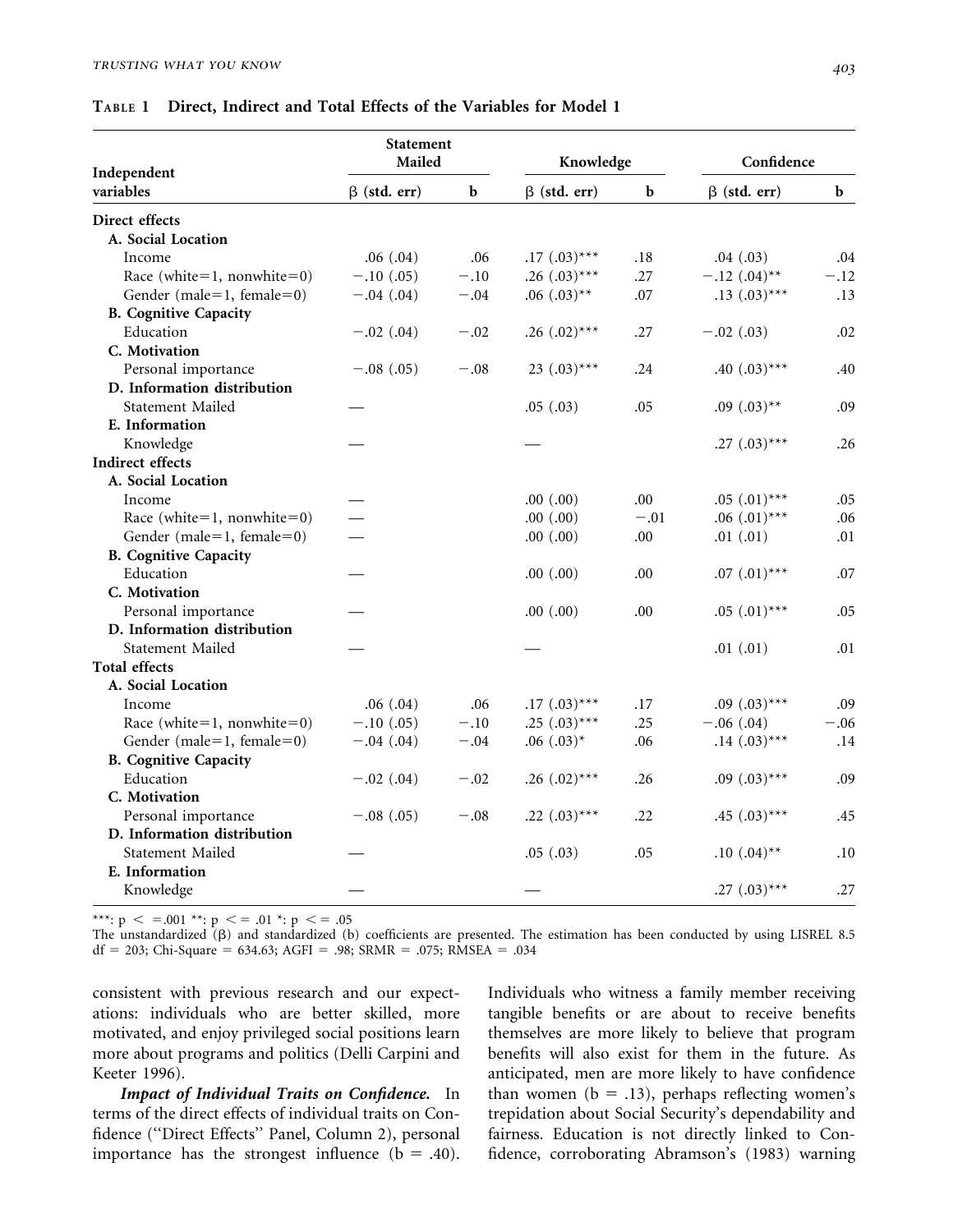**Table 1 Direct, Indirect and Total Effects of the Variables for Model 1**

| Independent variables | Statement Mailed | | Knowledge | | Confidence | |
|---|---|---|---|---|---|---|
| | β (std. err) | b | β (std. err) | b | β (std. err) | b |
| **Direct effects** | | | | | | |
| **A. Social Location** | | | | | | |
| Income | .06 (.04) | .06 | .17 (.03)*** | .18 | .04 (.03) | .04 |
| Race (white=1, nonwhite=0) | −.10 (.05) | −.10 | .26 (.03)*** | .27 | −.12 (.04)** | −.12 |
| Gender (male=1, female=0) | −.04 (.04) | −.04 | .06 (.03)** | .07 | .13 (.03)*** | .13 |
| **B. Cognitive Capacity** | | | | | | |
| Education | −.02 (.04) | −.02 | .26 (.02)*** | .27 | −.02 (.03) | .02 |
| **C. Motivation** | | | | | | |
| Personal importance | −.08 (.05) | −.08 | 23 (.03)*** | .24 | .40 (.03)*** | .40 |
| **D. Information distribution** | | | | | | |
| Statement Mailed | — | | .05 (.03) | .05 | .09 (.03)** | .09 |
| **E. Information** | | | | | | |
| Knowledge | — | | — | | .27 (.03)*** | .26 |
| **Indirect effects** | | | | | | |
| **A. Social Location** | | | | | | |
| Income | — | | .00 (.00) | .00 | .05 (.01)*** | .05 |
| Race (white=1, nonwhite=0) | — | | .00 (.00) | −.01 | .06 (.01)*** | .06 |
| Gender (male=1, female=0) | — | | .00 (.00) | .00 | .01 (.01) | .01 |
| **B. Cognitive Capacity** | | | | | | |
| Education | — | | .00 (.00) | .00 | .07 (.01)*** | .07 |
| **C. Motivation** | | | | | | |
| Personal importance | — | | .00 (.00) | .00 | .05 (.01)*** | .05 |
| **D. Information distribution** | | | | | | |
| Statement Mailed | — | | — | | .01 (.01) | .01 |
| **Total effects** | | | | | | |
| **A. Social Location** | | | | | | |
| Income | .06 (.04) | .06 | .17 (.03)*** | .17 | .09 (.03)*** | .09 |
| Race (white=1, nonwhite=0) | −.10 (.05) | −.10 | .25 (.03)*** | .25 | −.06 (.04) | −.06 |
| Gender (male=1, female=0) | −.04 (.04) | −.04 | .06 (.03)* | .06 | .14 (.03)*** | .14 |
| **B. Cognitive Capacity** | | | | | | |
| Education | −.02 (.04) | −.02 | .26 (.02)*** | .26 | .09 (.03)*** | .09 |
| **C. Motivation** | | | | | | |
| Personal importance | −.08 (.05) | −.08 | .22 (.03)*** | .22 | .45 (.03)*** | .45 |
| **D. Information distribution** | | | | | | |
| Statement Mailed | — | | .05 (.03) | .05 | .10 (.04)** | .10 |
| **E. Information** | | | | | | |
| Knowledge | — | | — | | .27 (.03)*** | .27 |

***: p < =.001 **: p < = .01 *: p < = .05
The unstandardized (β) and standardized (b) coefficients are presented. The estimation has been conducted by using LISREL 8.5
df = 203; Chi-Square = 634.63; AGFI = .98; SRMR = .075; RMSEA = .034

consistent with previous research and our expectations: individuals who are better skilled, more motivated, and enjoy privileged social positions learn more about programs and politics (Delli Carpini and Keeter 1996).

***Impact of Individual Traits on Confidence.*** In terms of the direct effects of individual traits on Confidence (''Direct Effects'' Panel, Column 2), personal importance has the strongest influence (b = .40). Individuals who witness a family member receiving tangible benefits or are about to receive benefits themselves are more likely to believe that program benefits will also exist for them in the future. As anticipated, men are more likely to have confidence than women (b = .13), perhaps reflecting women's trepidation about Social Security's dependability and fairness. Education is not directly linked to Confidence, corroborating Abramson's (1983) warning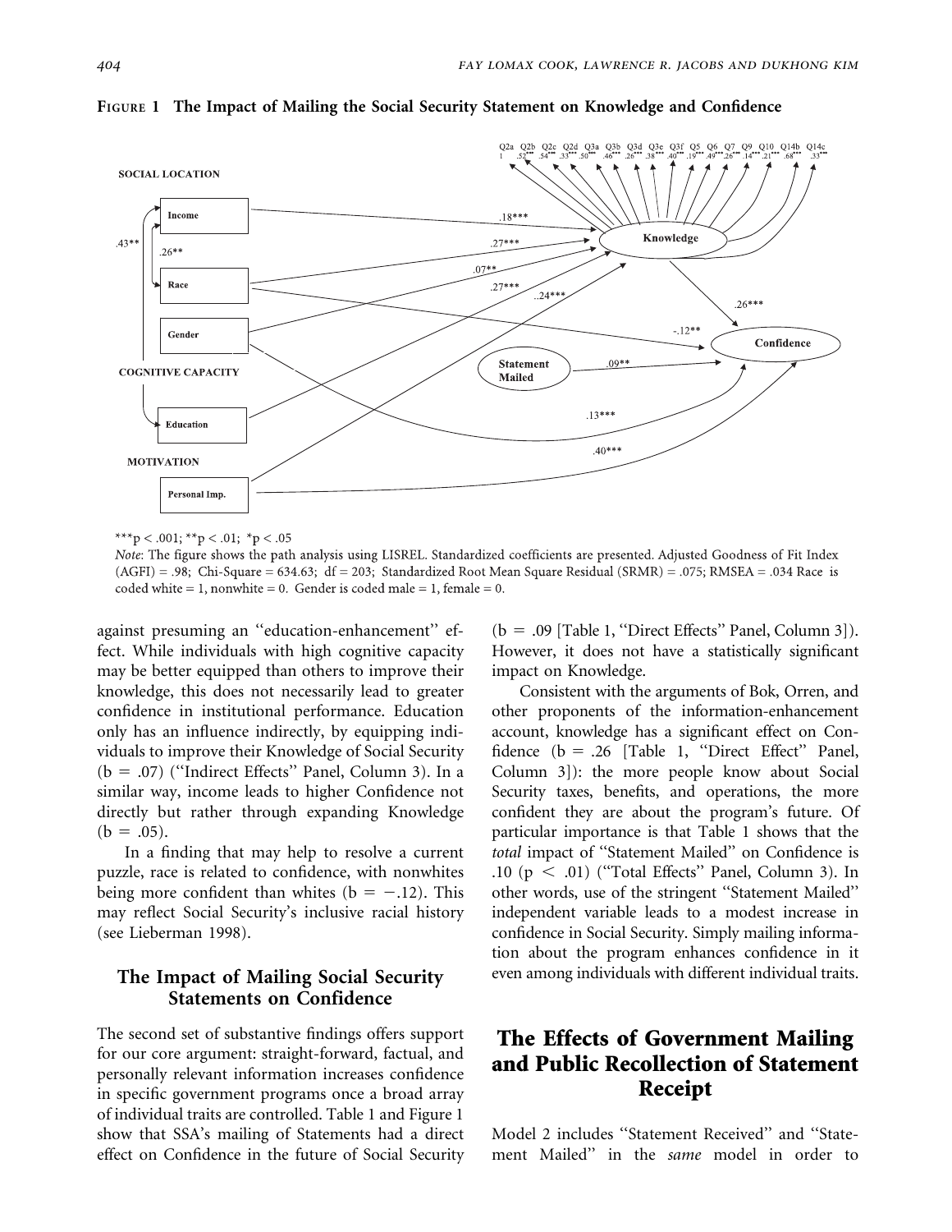**FIGURE 1 The Impact of Mailing the Social Security Statement on Knowledge and Confidence**

***p < .001; **p < .01; *p < .05

*Note*: The figure shows the path analysis using LISREL. Standardized coefficients are presented. Adjusted Goodness of Fit Index (AGFI) = .98; Chi-Square = 634.63; df = 203; Standardized Root Mean Square Residual (SRMR) = .075; RMSEA = .034 Race is coded white = 1, nonwhite = 0. Gender is coded male = 1, female = 0.

against presuming an ''education-enhancement'' effect. While individuals with high cognitive capacity may be better equipped than others to improve their knowledge, this does not necessarily lead to greater confidence in institutional performance. Education only has an influence indirectly, by equipping individuals to improve their Knowledge of Social Security (b = .07) (''Indirect Effects'' Panel, Column 3). In a similar way, income leads to higher Confidence not directly but rather through expanding Knowledge (b = .05).

In a finding that may help to resolve a current puzzle, race is related to confidence, with nonwhites being more confident than whites (b = −.12). This may reflect Social Security's inclusive racial history (see Lieberman 1998).

### The Impact of Mailing Social Security Statements on Confidence

The second set of substantive findings offers support for our core argument: straight-forward, factual, and personally relevant information increases confidence in specific government programs once a broad array of individual traits are controlled. Table 1 and Figure 1 show that SSA's mailing of Statements had a direct effect on Confidence in the future of Social Security (b = .09 [Table 1, ''Direct Effects'' Panel, Column 3]). However, it does not have a statistically significant impact on Knowledge.

Consistent with the arguments of Bok, Orren, and other proponents of the information-enhancement account, knowledge has a significant effect on Confidence (b = .26 [Table 1, ''Direct Effect'' Panel, Column 3]): the more people know about Social Security taxes, benefits, and operations, the more confident they are about the program's future. Of particular importance is that Table 1 shows that the *total* impact of ''Statement Mailed'' on Confidence is .10 ($p < .01$) (''Total Effects'' Panel, Column 3). In other words, use of the stringent ''Statement Mailed'' independent variable leads to a modest increase in confidence in Social Security. Simply mailing information about the program enhances confidence in it even among individuals with different individual traits.

## The Effects of Government Mailing and Public Recollection of Statement Receipt

Model 2 includes ''Statement Received'' and ''Statement Mailed'' in the *same* model in order to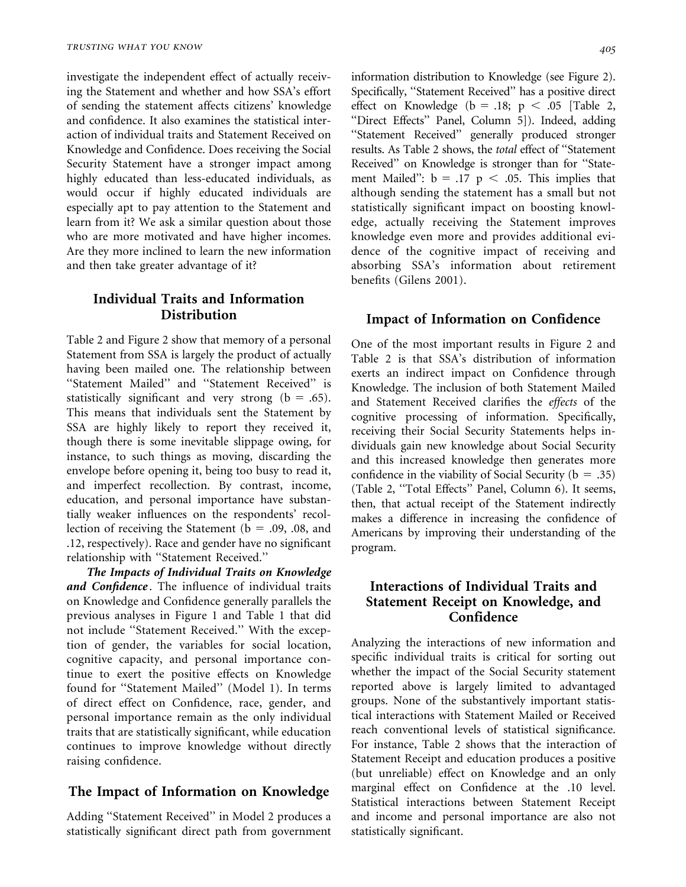investigate the independent effect of actually receiving the Statement and whether and how SSA's effort of sending the statement affects citizens' knowledge and confidence. It also examines the statistical interaction of individual traits and Statement Received on Knowledge and Confidence. Does receiving the Social Security Statement have a stronger impact among highly educated than less-educated individuals, as would occur if highly educated individuals are especially apt to pay attention to the Statement and learn from it? We ask a similar question about those who are more motivated and have higher incomes. Are they more inclined to learn the new information and then take greater advantage of it?

## Individual Traits and Information Distribution

Table 2 and Figure 2 show that memory of a personal Statement from SSA is largely the product of actually having been mailed one. The relationship between "Statement Mailed" and "Statement Received" is statistically significant and very strong ($b = .65$). This means that individuals sent the Statement by SSA are highly likely to report they received it, though there is some inevitable slippage owing, for instance, to such things as moving, discarding the envelope before opening it, being too busy to read it, and imperfect recollection. By contrast, income, education, and personal importance have substantially weaker influences on the respondents' recollection of receiving the Statement ($b = .09$, .08, and .12, respectively). Race and gender have no significant relationship with "Statement Received."

***The Impacts of Individual Traits on Knowledge and Confidence***. The influence of individual traits on Knowledge and Confidence generally parallels the previous analyses in Figure 1 and Table 1 that did not include "Statement Received." With the exception of gender, the variables for social location, cognitive capacity, and personal importance continue to exert the positive effects on Knowledge found for "Statement Mailed" (Model 1). In terms of direct effect on Confidence, race, gender, and personal importance remain as the only individual traits that are statistically significant, while education continues to improve knowledge without directly raising confidence.

## The Impact of Information on Knowledge

Adding "Statement Received" in Model 2 produces a statistically significant direct path from government information distribution to Knowledge (see Figure 2). Specifically, "Statement Received" has a positive direct effect on Knowledge ($b = .18$; $p < .05$ [Table 2, "Direct Effects" Panel, Column 5]). Indeed, adding "Statement Received" generally produced stronger results. As Table 2 shows, the *total* effect of "Statement Received" on Knowledge is stronger than for "Statement Mailed": $b = .17$ $p < .05$. This implies that although sending the statement has a small but not statistically significant impact on boosting knowledge, actually receiving the Statement improves knowledge even more and provides additional evidence of the cognitive impact of receiving and absorbing SSA's information about retirement benefits (Gilens 2001).

## Impact of Information on Confidence

One of the most important results in Figure 2 and Table 2 is that SSA's distribution of information exerts an indirect impact on Confidence through Knowledge. The inclusion of both Statement Mailed and Statement Received clarifies the *effects* of the cognitive processing of information. Specifically, receiving their Social Security Statements helps individuals gain new knowledge about Social Security and this increased knowledge then generates more confidence in the viability of Social Security ($b = .35$) (Table 2, "Total Effects" Panel, Column 6). It seems, then, that actual receipt of the Statement indirectly makes a difference in increasing the confidence of Americans by improving their understanding of the program.

## Interactions of Individual Traits and Statement Receipt on Knowledge, and Confidence

Analyzing the interactions of new information and specific individual traits is critical for sorting out whether the impact of the Social Security statement reported above is largely limited to advantaged groups. None of the substantively important statistical interactions with Statement Mailed or Received reach conventional levels of statistical significance. For instance, Table 2 shows that the interaction of Statement Receipt and education produces a positive (but unreliable) effect on Knowledge and an only marginal effect on Confidence at the .10 level. Statistical interactions between Statement Receipt and income and personal importance are also not statistically significant.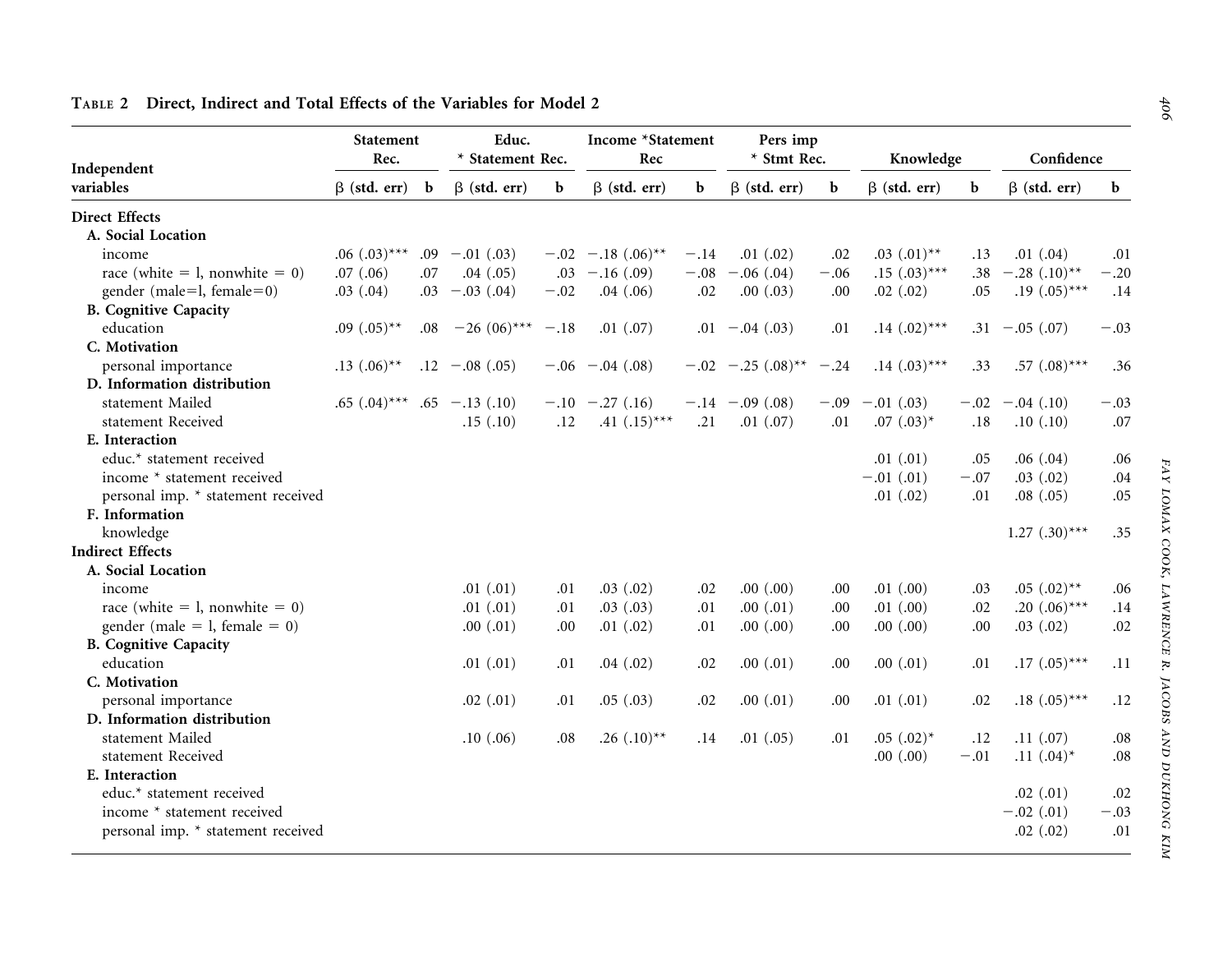**Table 2 Direct, Indirect and Total Effects of the Variables for Model 2**

| Independent variables | Statement Rec. β (std. err) | b | Educ. * Statement Rec. β (std. err) | b | Income *Statement Rec β (std. err) | b | Pers imp * Stmt Rec. β (std. err) | b | Knowledge β (std. err) | b | Confidence β (std. err) | b |
|---|---|---|---|---|---|---|---|---|---|---|---|---|
| **Direct Effects** | | | | | | | | | | | | |
| **A. Social Location** | | | | | | | | | | | | |
| income | .06 (.03)*** | .09 | −.01 (.03) | −.02 | −.18 (.06)** | −.14 | .01 (.02) | .02 | .03 (.01)** | .13 | .01 (.04) | .01 |
| race (white = l, nonwhite = 0) | .07 (.06) | .07 | .04 (.05) | .03 | −.16 (.09) | −.08 | −.06 (.04) | −.06 | .15 (.03)*** | .38 | −.28 (.10)** | −.20 |
| gender (male=l, female=0) | .03 (.04) | .03 | −.03 (.04) | −.02 | .04 (.06) | .02 | .00 (.03) | .00 | .02 (.02) | .05 | .19 (.05)*** | .14 |
| **B. Cognitive Capacity** | | | | | | | | | | | | |
| education | .09 (.05)** | .08 | −26 (06)*** | −.18 | .01 (.07) | .01 | −.04 (.03) | .01 | .14 (.02)*** | .31 | −.05 (.07) | −.03 |
| **C. Motivation** | | | | | | | | | | | | |
| personal importance | .13 (.06)** | .12 | −.08 (.05) | −.06 | −.04 (.08) | −.02 | −.25 (.08)** | −.24 | .14 (.03)*** | .33 | .57 (.08)*** | .36 |
| **D. Information distribution** | | | | | | | | | | | | |
| statement Mailed | .65 (.04)*** | .65 | −.13 (.10) | −.10 | −.27 (.16) | −.14 | −.09 (.08) | −.09 | −.01 (.03) | −.02 | −.04 (.10) | −.03 |
| statement Received | | | .15 (.10) | .12 | .41 (.15)*** | .21 | .01 (.07) | .01 | .07 (.03)* | .18 | .10 (.10) | .07 |
| **E. Interaction** | | | | | | | | | | | | |
| educ.* statement received | | | | | | | | | .01 (.01) | .05 | .06 (.04) | .06 |
| income * statement received | | | | | | | | | −.01 (.01) | −.07 | .03 (.02) | .04 |
| personal imp. * statement received | | | | | | | | | .01 (.02) | .01 | .08 (.05) | .05 |
| **F. Information** | | | | | | | | | | | | |
| knowledge | | | | | | | | | | | 1.27 (.30)*** | .35 |
| **Indirect Effects** | | | | | | | | | | | | |
| **A. Social Location** | | | | | | | | | | | | |
| income | | | .01 (.01) | .01 | .03 (.02) | .02 | .00 (.00) | .00 | .01 (.00) | .03 | .05 (.02)** | .06 |
| race (white = l, nonwhite = 0) | | | .01 (.01) | .01 | .03 (.03) | .01 | .00 (.01) | .00 | .01 (.00) | .02 | .20 (.06)*** | .14 |
| gender (male = l, female = 0) | | | .00 (.01) | .00 | .01 (.02) | .01 | .00 (.00) | .00 | .00 (.00) | .00 | .03 (.02) | .02 |
| **B. Cognitive Capacity** | | | | | | | | | | | | |
| education | | | .01 (.01) | .01 | .04 (.02) | .02 | .00 (.01) | .00 | .00 (.01) | .01 | .17 (.05)*** | .11 |
| **C. Motivation** | | | | | | | | | | | | |
| personal importance | | | .02 (.01) | .01 | .05 (.03) | .02 | .00 (.01) | .00 | .01 (.01) | .02 | .18 (.05)*** | .12 |
| **D. Information distribution** | | | | | | | | | | | | |
| statement Mailed | | | .10 (.06) | .08 | .26 (.10)** | .14 | .01 (.05) | .01 | .05 (.02)* | .12 | .11 (.07) | .08 |
| statement Received | | | | | | | | | .00 (.00) | −.01 | .11 (.04)* | .08 |
| **E. Interaction** | | | | | | | | | | | | |
| educ.* statement received | | | | | | | | | | | .02 (.01) | .02 |
| income * statement received | | | | | | | | | | | −.02 (.01) | −.03 |
| personal imp. * statement received | | | | | | | | | | | .02 (.02) | .01 |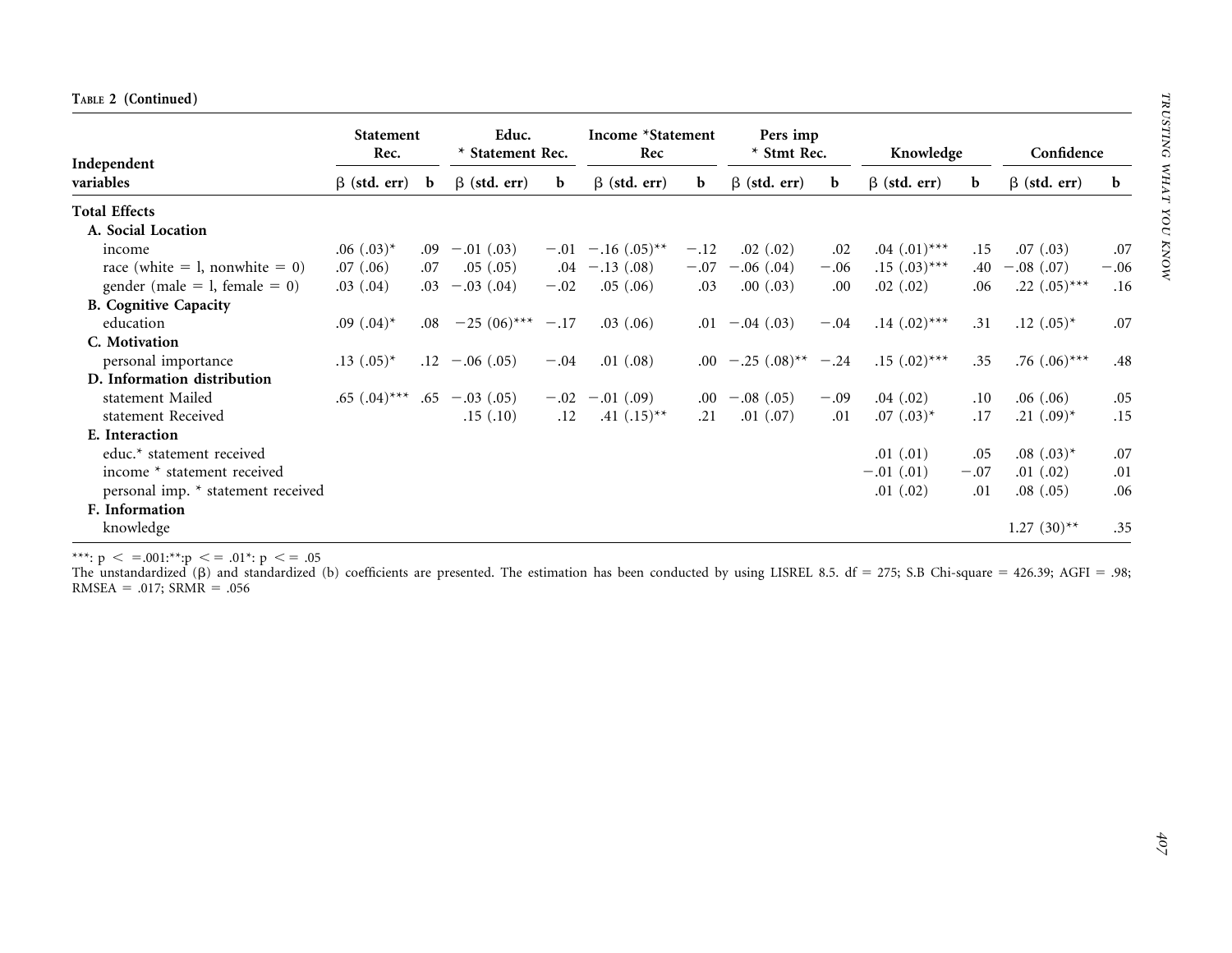TABLE 2 (Continued)

| Independent variables | Statement Rec. | | Educ. * Statement Rec. | | Income *Statement Rec | | Pers imp * Stmt Rec. | | Knowledge | | Confidence | |
|---|---|---|---|---|---|---|---|---|---|---|---|---|
| | β (std. err) | b | β (std. err) | b | β (std. err) | b | β (std. err) | b | β (std. err) | b | β (std. err) | b |
| **Total Effects** | | | | | | | | | | | | |
| **A. Social Location** | | | | | | | | | | | | |
| income | .06 (.03)* | .09 | −.01 (.03) | −.01 | −.16 (.05)** | −.12 | .02 (.02) | .02 | .04 (.01)*** | .15 | .07 (.03) | .07 |
| race (white = l, nonwhite = 0) | .07 (.06) | .07 | .05 (.05) | .04 | −.13 (.08) | −.07 | −.06 (.04) | −.06 | .15 (.03)*** | .40 | −.08 (.07) | −.06 |
| gender (male = l, female = 0) | .03 (.04) | .03 | −.03 (.04) | −.02 | .05 (.06) | .03 | .00 (.03) | .00 | .02 (.02) | .06 | .22 (.05)*** | .16 |
| **B. Cognitive Capacity** | | | | | | | | | | | | |
| education | .09 (.04)* | .08 | −25 (06)*** | −.17 | .03 (.06) | .01 | −.04 (.03) | −.04 | .14 (.02)*** | .31 | .12 (.05)* | .07 |
| **C. Motivation** | | | | | | | | | | | | |
| personal importance | .13 (.05)* | .12 | −.06 (.05) | −.04 | .01 (.08) | .00 | −.25 (.08)** | −.24 | .15 (.02)*** | .35 | .76 (.06)*** | .48 |
| **D. Information distribution** | | | | | | | | | | | | |
| statement Mailed | .65 (.04)*** | .65 | −.03 (.05) | −.02 | −.01 (.09) | .00 | −.08 (.05) | −.09 | .04 (.02) | .10 | .06 (.06) | .05 |
| statement Received | | | .15 (.10) | .12 | .41 (.15)** | .21 | .01 (.07) | .01 | .07 (.03)* | .17 | .21 (.09)* | .15 |
| **E. Interaction** | | | | | | | | | | | | |
| educ.* statement received | | | | | | | | | .01 (.01) | .05 | .08 (.03)* | .07 |
| income * statement received | | | | | | | | | −.01 (.01) | −.07 | .01 (.02) | .01 |
| personal imp. * statement received | | | | | | | | | .01 (.02) | .01 | .08 (.05) | .06 |
| **F. Information** | | | | | | | | | | | | |
| knowledge | | | | | | | | | | | 1.27 (30)** | .35 |

***: p < =.001:**:p <= .01*: p <= .05

The unstandardized (β) and standardized (b) coefficients are presented. The estimation has been conducted by using LISREL 8.5. df = 275; S.B Chi-square = 426.39; AGFI = .98; RMSEA = .017; SRMR = .056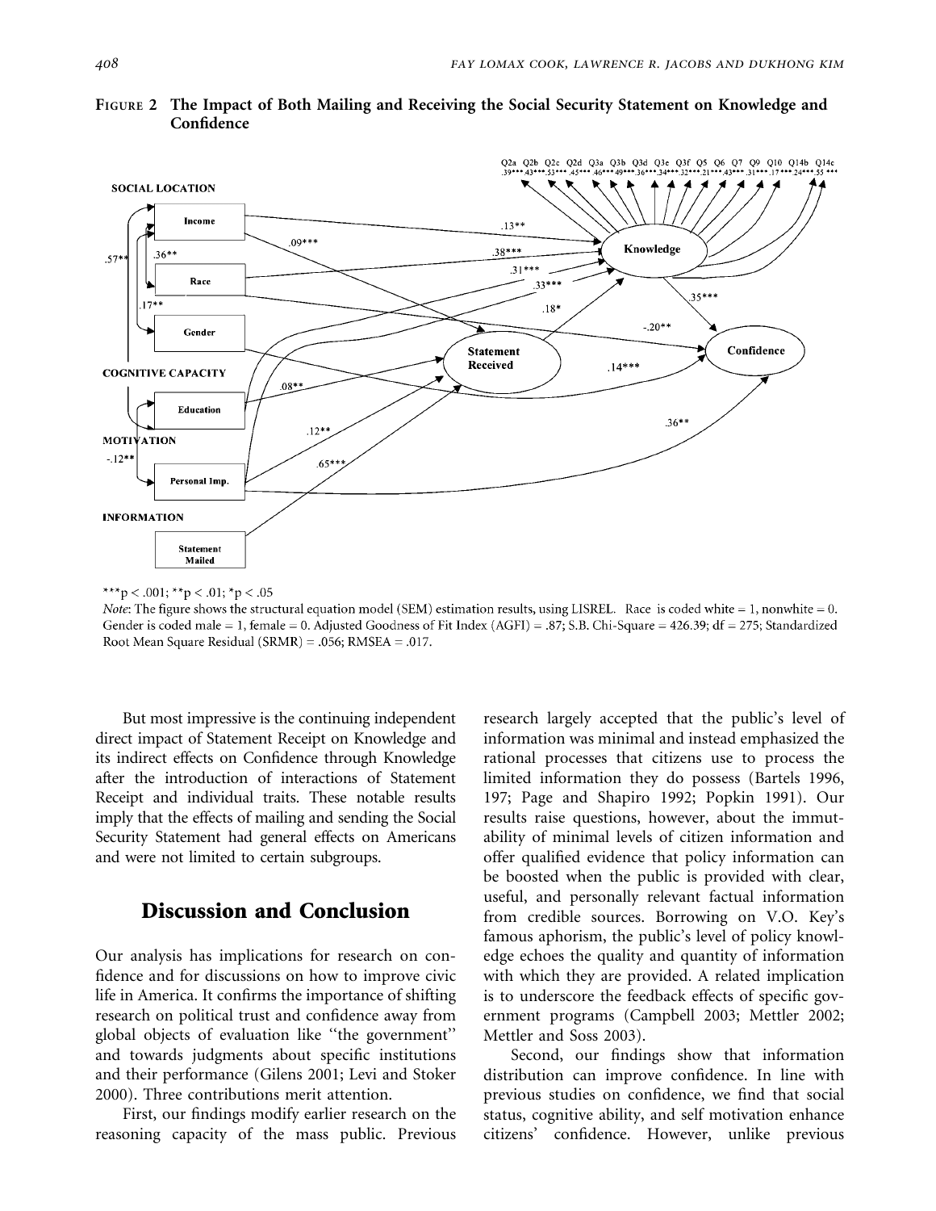**FIGURE 2 The Impact of Both Mailing and Receiving the Social Security Statement on Knowledge and Confidence**

***p < .001; **p < .01; *p < .05

*Note*: The figure shows the structural equation model (SEM) estimation results, using LISREL. Race is coded white = 1, nonwhite = 0. Gender is coded male = 1, female = 0. Adjusted Goodness of Fit Index (AGFI) = .87; S.B. Chi-Square = 426.39; df = 275; Standardized Root Mean Square Residual (SRMR) = .056; RMSEA = .017.

But most impressive is the continuing independent direct impact of Statement Receipt on Knowledge and its indirect effects on Confidence through Knowledge after the introduction of interactions of Statement Receipt and individual traits. These notable results imply that the effects of mailing and sending the Social Security Statement had general effects on Americans and were not limited to certain subgroups.

## Discussion and Conclusion

Our analysis has implications for research on confidence and for discussions on how to improve civic life in America. It confirms the importance of shifting research on political trust and confidence away from global objects of evaluation like "the government" and towards judgments about specific institutions and their performance (Gilens 2001; Levi and Stoker 2000). Three contributions merit attention.

First, our findings modify earlier research on the reasoning capacity of the mass public. Previous research largely accepted that the public's level of information was minimal and instead emphasized the rational processes that citizens use to process the limited information they do possess (Bartels 1996, 197; Page and Shapiro 1992; Popkin 1991). Our results raise questions, however, about the immutability of minimal levels of citizen information and offer qualified evidence that policy information can be boosted when the public is provided with clear, useful, and personally relevant factual information from credible sources. Borrowing on V.O. Key's famous aphorism, the public's level of policy knowledge echoes the quality and quantity of information with which they are provided. A related implication is to underscore the feedback effects of specific government programs (Campbell 2003; Mettler 2002; Mettler and Soss 2003).

Second, our findings show that information distribution can improve confidence. In line with previous studies on confidence, we find that social status, cognitive ability, and self motivation enhance citizens' confidence. However, unlike previous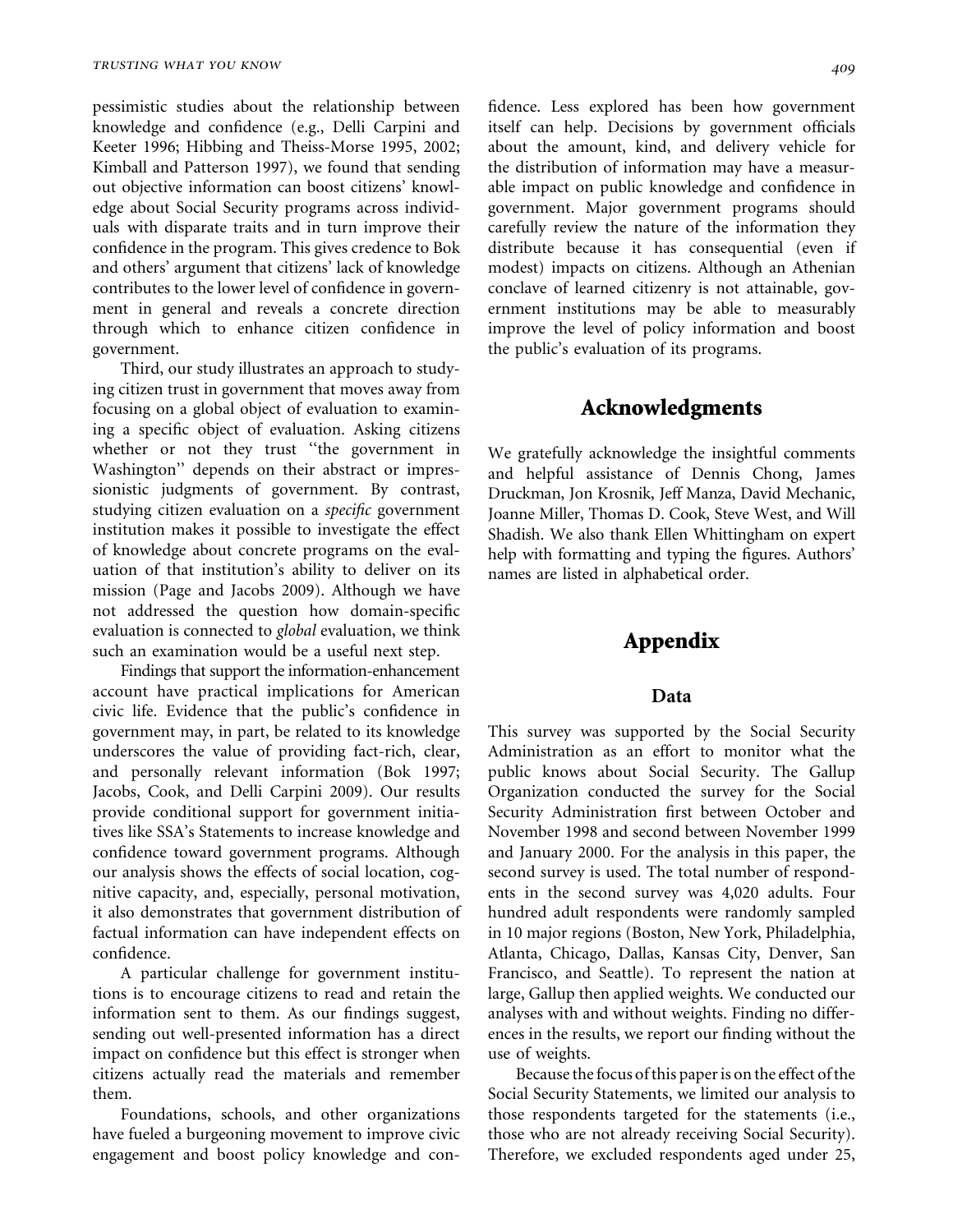pessimistic studies about the relationship between knowledge and confidence (e.g., Delli Carpini and Keeter 1996; Hibbing and Theiss-Morse 1995, 2002; Kimball and Patterson 1997), we found that sending out objective information can boost citizens' knowledge about Social Security programs across individuals with disparate traits and in turn improve their confidence in the program. This gives credence to Bok and others' argument that citizens' lack of knowledge contributes to the lower level of confidence in government in general and reveals a concrete direction through which to enhance citizen confidence in government.

Third, our study illustrates an approach to studying citizen trust in government that moves away from focusing on a global object of evaluation to examining a specific object of evaluation. Asking citizens whether or not they trust "the government in Washington" depends on their abstract or impressionistic judgments of government. By contrast, studying citizen evaluation on a *specific* government institution makes it possible to investigate the effect of knowledge about concrete programs on the evaluation of that institution's ability to deliver on its mission (Page and Jacobs 2009). Although we have not addressed the question how domain-specific evaluation is connected to *global* evaluation, we think such an examination would be a useful next step.

Findings that support the information-enhancement account have practical implications for American civic life. Evidence that the public's confidence in government may, in part, be related to its knowledge underscores the value of providing fact-rich, clear, and personally relevant information (Bok 1997; Jacobs, Cook, and Delli Carpini 2009). Our results provide conditional support for government initiatives like SSA's Statements to increase knowledge and confidence toward government programs. Although our analysis shows the effects of social location, cognitive capacity, and, especially, personal motivation, it also demonstrates that government distribution of factual information can have independent effects on confidence.

A particular challenge for government institutions is to encourage citizens to read and retain the information sent to them. As our findings suggest, sending out well-presented information has a direct impact on confidence but this effect is stronger when citizens actually read the materials and remember them.

Foundations, schools, and other organizations have fueled a burgeoning movement to improve civic engagement and boost policy knowledge and confidence. Less explored has been how government itself can help. Decisions by government officials about the amount, kind, and delivery vehicle for the distribution of information may have a measurable impact on public knowledge and confidence in government. Major government programs should carefully review the nature of the information they distribute because it has consequential (even if modest) impacts on citizens. Although an Athenian conclave of learned citizenry is not attainable, government institutions may be able to measurably improve the level of policy information and boost the public's evaluation of its programs.

## Acknowledgments

We gratefully acknowledge the insightful comments and helpful assistance of Dennis Chong, James Druckman, Jon Krosnik, Jeff Manza, David Mechanic, Joanne Miller, Thomas D. Cook, Steve West, and Will Shadish. We also thank Ellen Whittingham on expert help with formatting and typing the figures. Authors' names are listed in alphabetical order.

## Appendix

### Data

This survey was supported by the Social Security Administration as an effort to monitor what the public knows about Social Security. The Gallup Organization conducted the survey for the Social Security Administration first between October and November 1998 and second between November 1999 and January 2000. For the analysis in this paper, the second survey is used. The total number of respondents in the second survey was 4,020 adults. Four hundred adult respondents were randomly sampled in 10 major regions (Boston, New York, Philadelphia, Atlanta, Chicago, Dallas, Kansas City, Denver, San Francisco, and Seattle). To represent the nation at large, Gallup then applied weights. We conducted our analyses with and without weights. Finding no differences in the results, we report our finding without the use of weights.

Because the focus of this paper is on the effect of the Social Security Statements, we limited our analysis to those respondents targeted for the statements (i.e., those who are not already receiving Social Security). Therefore, we excluded respondents aged under 25,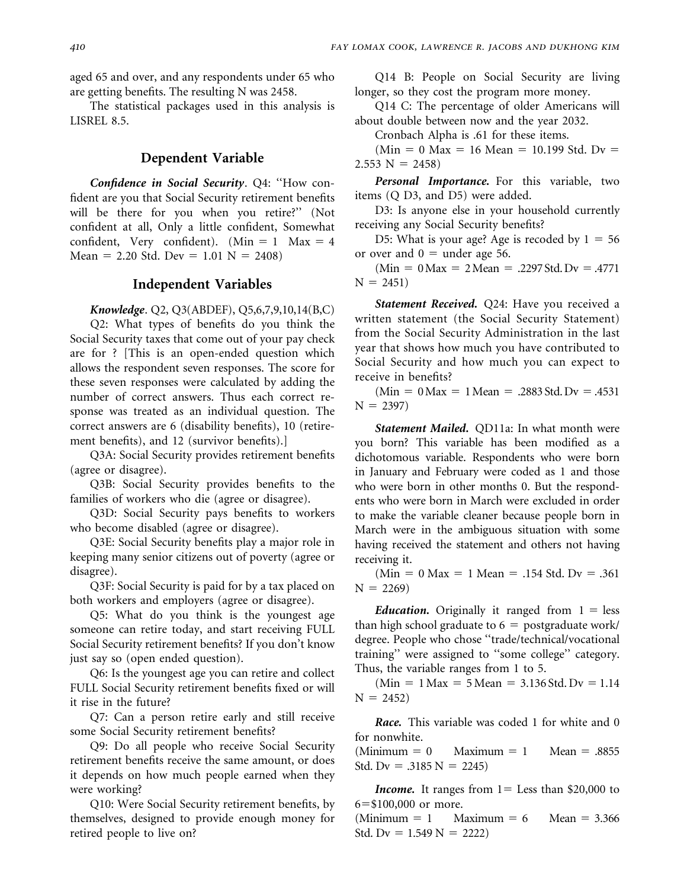aged 65 and over, and any respondents under 65 who are getting benefits. The resulting N was 2458.

The statistical packages used in this analysis is LISREL 8.5.

## Dependent Variable

***Confidence in Social Security***. Q4: ''How confident are you that Social Security retirement benefits will be there for you when you retire?'' (Not confident at all, Only a little confident, Somewhat confident, Very confident). (Min = 1 Max = 4 Mean = 2.20 Std. Dev = 1.01 N = 2408)

## Independent Variables

***Knowledge***. Q2, Q3(ABDEF), Q5,6,7,9,10,14(B,C)

Q2: What types of benefits do you think the Social Security taxes that come out of your pay check are for ? [This is an open-ended question which allows the respondent seven responses. The score for these seven responses were calculated by adding the number of correct answers. Thus each correct response was treated as an individual question. The correct answers are 6 (disability benefits), 10 (retirement benefits), and 12 (survivor benefits).]

Q3A: Social Security provides retirement benefits (agree or disagree).

Q3B: Social Security provides benefits to the families of workers who die (agree or disagree).

Q3D: Social Security pays benefits to workers who become disabled (agree or disagree).

Q3E: Social Security benefits play a major role in keeping many senior citizens out of poverty (agree or disagree).

Q3F: Social Security is paid for by a tax placed on both workers and employers (agree or disagree).

Q5: What do you think is the youngest age someone can retire today, and start receiving FULL Social Security retirement benefits? If you don't know just say so (open ended question).

Q6: Is the youngest age you can retire and collect FULL Social Security retirement benefits fixed or will it rise in the future?

Q7: Can a person retire early and still receive some Social Security retirement benefits?

Q9: Do all people who receive Social Security retirement benefits receive the same amount, or does it depends on how much people earned when they were working?

Q10: Were Social Security retirement benefits, by themselves, designed to provide enough money for retired people to live on?

Q14 B: People on Social Security are living longer, so they cost the program more money.

Q14 C: The percentage of older Americans will about double between now and the year 2032.

Cronbach Alpha is .61 for these items.

(Min = 0 Max = 16 Mean = 10.199 Std. Dv = 2.553 N = 2458)

***Personal Importance.*** For this variable, two items (Q D3, and D5) were added.

D3: Is anyone else in your household currently receiving any Social Security benefits?

D5: What is your age? Age is recoded by 1 = 56 or over and 0 = under age 56.

(Min = 0 Max = 2 Mean = .2297 Std. Dv = .4771 N = 2451)

***Statement Received.*** Q24: Have you received a written statement (the Social Security Statement) from the Social Security Administration in the last year that shows how much you have contributed to Social Security and how much you can expect to receive in benefits?

(Min = 0 Max = 1 Mean = .2883 Std. Dv = .4531 N = 2397)

***Statement Mailed.*** QD11a: In what month were you born? This variable has been modified as a dichotomous variable. Respondents who were born in January and February were coded as 1 and those who were born in other months 0. But the respondents who were born in March were excluded in order to make the variable cleaner because people born in March were in the ambiguous situation with some having received the statement and others not having receiving it.

(Min = 0 Max = 1 Mean = .154 Std. Dv = .361 N = 2269)

***Education.*** Originally it ranged from 1 = less than high school graduate to 6 = postgraduate work/degree. People who chose ''trade/technical/vocational training'' were assigned to ''some college'' category. Thus, the variable ranges from 1 to 5.

(Min = 1 Max = 5 Mean = 3.136 Std. Dv = 1.14 N = 2452)

***Race.*** This variable was coded 1 for white and 0 for nonwhite.

(Minimum = 0 Maximum = 1 Mean = .8855 Std. Dv = .3185 N = 2245)

***Income.*** It ranges from 1= Less than \$20,000 to 6=\$100,000 or more.

(Minimum = 1 Maximum = 6 Mean = 3.366 Std. Dv = 1.549 N = 2222)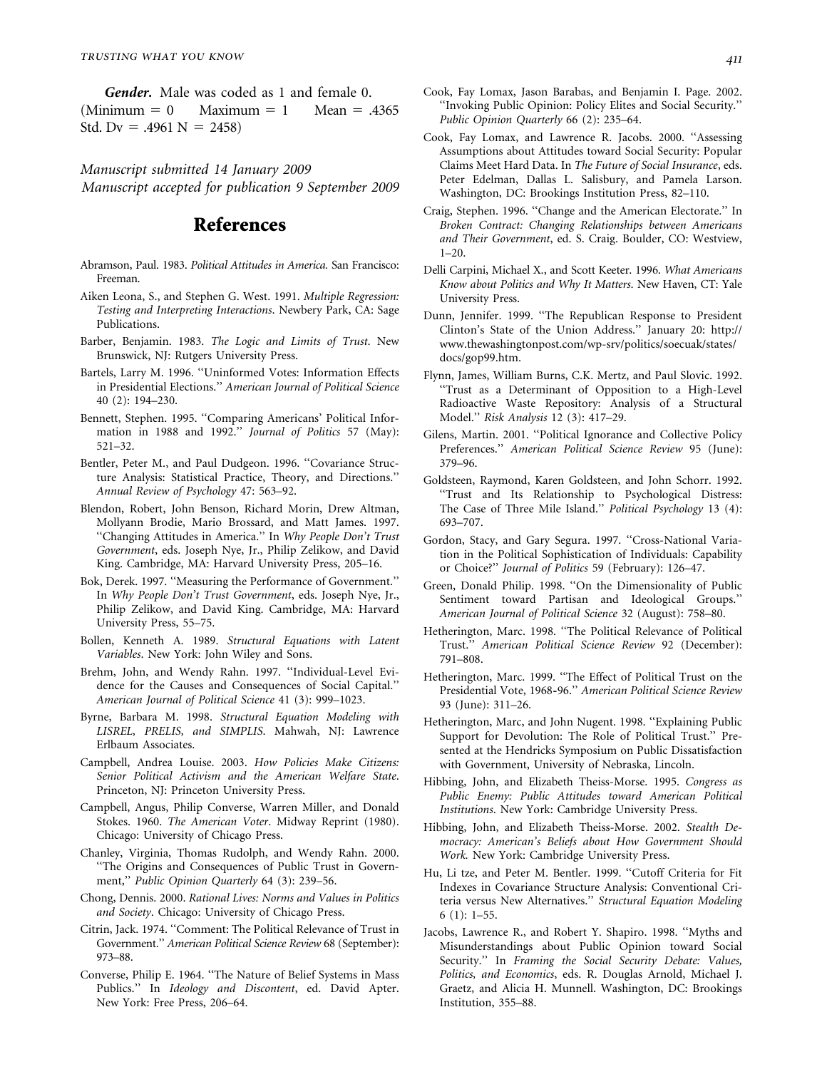***Gender.*** Male was coded as 1 and female 0. (Minimum = 0 Maximum = 1 Mean = .4365 Std. Dv = .4961 N = 2458)

*Manuscript submitted 14 January 2009*
*Manuscript accepted for publication 9 September 2009*

# References

Abramson, Paul. 1983. *Political Attitudes in America.* San Francisco: Freeman.

Aiken Leona, S., and Stephen G. West. 1991. *Multiple Regression: Testing and Interpreting Interactions*. Newbery Park, CA: Sage Publications.

Barber, Benjamin. 1983. *The Logic and Limits of Trust*. New Brunswick, NJ: Rutgers University Press.

Bartels, Larry M. 1996. ''Uninformed Votes: Information Effects in Presidential Elections.'' *American Journal of Political Science* 40 (2): 194–230.

Bennett, Stephen. 1995. ''Comparing Americans' Political Information in 1988 and 1992.'' *Journal of Politics* 57 (May): 521–32.

Bentler, Peter M., and Paul Dudgeon. 1996. ''Covariance Structure Analysis: Statistical Practice, Theory, and Directions.'' *Annual Review of Psychology* 47: 563–92.

Blendon, Robert, John Benson, Richard Morin, Drew Altman, Mollyann Brodie, Mario Brossard, and Matt James. 1997. ''Changing Attitudes in America.'' In *Why People Don't Trust Government*, eds. Joseph Nye, Jr., Philip Zelikow, and David King. Cambridge, MA: Harvard University Press, 205–16.

Bok, Derek. 1997. ''Measuring the Performance of Government.'' In *Why People Don't Trust Government*, eds. Joseph Nye, Jr., Philip Zelikow, and David King. Cambridge, MA: Harvard University Press, 55–75.

Bollen, Kenneth A. 1989. *Structural Equations with Latent Variables*. New York: John Wiley and Sons.

Brehm, John, and Wendy Rahn. 1997. ''Individual-Level Evidence for the Causes and Consequences of Social Capital.'' *American Journal of Political Science* 41 (3): 999–1023.

Byrne, Barbara M. 1998. *Structural Equation Modeling with LISREL, PRELIS, and SIMPLIS*. Mahwah, NJ: Lawrence Erlbaum Associates.

Campbell, Andrea Louise. 2003. *How Policies Make Citizens: Senior Political Activism and the American Welfare State*. Princeton, NJ: Princeton University Press.

Campbell, Angus, Philip Converse, Warren Miller, and Donald Stokes. 1960. *The American Voter*. Midway Reprint (1980). Chicago: University of Chicago Press.

Chanley, Virginia, Thomas Rudolph, and Wendy Rahn. 2000. ''The Origins and Consequences of Public Trust in Government,'' *Public Opinion Quarterly* 64 (3): 239–56.

Chong, Dennis. 2000. *Rational Lives: Norms and Values in Politics and Society*. Chicago: University of Chicago Press.

Citrin, Jack. 1974. ''Comment: The Political Relevance of Trust in Government.'' *American Political Science Review* 68 (September): 973–88.

Converse, Philip E. 1964. ''The Nature of Belief Systems in Mass Publics.'' In *Ideology and Discontent*, ed. David Apter. New York: Free Press, 206–64.

Cook, Fay Lomax, Jason Barabas, and Benjamin I. Page. 2002. ''Invoking Public Opinion: Policy Elites and Social Security.'' *Public Opinion Quarterly* 66 (2): 235–64.

Cook, Fay Lomax, and Lawrence R. Jacobs. 2000. ''Assessing Assumptions about Attitudes toward Social Security: Popular Claims Meet Hard Data. In *The Future of Social Insurance*, eds. Peter Edelman, Dallas L. Salisbury, and Pamela Larson. Washington, DC: Brookings Institution Press, 82–110.

Craig, Stephen. 1996. ''Change and the American Electorate.'' In *Broken Contract: Changing Relationships between Americans and Their Government*, ed. S. Craig. Boulder, CO: Westview, 1–20.

Delli Carpini, Michael X., and Scott Keeter. 1996. *What Americans Know about Politics and Why It Matters*. New Haven, CT: Yale University Press.

Dunn, Jennifer. 1999. ''The Republican Response to President Clinton's State of the Union Address.'' January 20: http://www.thewashingtonpost.com/wp-srv/politics/soecuak/states/docs/gop99.htm.

Flynn, James, William Burns, C.K. Mertz, and Paul Slovic. 1992. ''Trust as a Determinant of Opposition to a High-Level Radioactive Waste Repository: Analysis of a Structural Model.'' *Risk Analysis* 12 (3): 417–29.

Gilens, Martin. 2001. ''Political Ignorance and Collective Policy Preferences.'' *American Political Science Review* 95 (June): 379–96.

Goldsteen, Raymond, Karen Goldsteen, and John Schorr. 1992. ''Trust and Its Relationship to Psychological Distress: The Case of Three Mile Island.'' *Political Psychology* 13 (4): 693–707.

Gordon, Stacy, and Gary Segura. 1997. ''Cross-National Variation in the Political Sophistication of Individuals: Capability or Choice?'' *Journal of Politics* 59 (February): 126–47.

Green, Donald Philip. 1998. ''On the Dimensionality of Public Sentiment toward Partisan and Ideological Groups.'' *American Journal of Political Science* 32 (August): 758–80.

Hetherington, Marc. 1998. ''The Political Relevance of Political Trust.'' *American Political Science Review* 92 (December): 791–808.

Hetherington, Marc. 1999. ''The Effect of Political Trust on the Presidential Vote, 1968-96.'' *American Political Science Review* 93 (June): 311–26.

Hetherington, Marc, and John Nugent. 1998. ''Explaining Public Support for Devolution: The Role of Political Trust.'' Presented at the Hendricks Symposium on Public Dissatisfaction with Government, University of Nebraska, Lincoln.

Hibbing, John, and Elizabeth Theiss-Morse. 1995. *Congress as Public Enemy: Public Attitudes toward American Political Institutions*. New York: Cambridge University Press.

Hibbing, John, and Elizabeth Theiss-Morse. 2002. *Stealth Democracy: American's Beliefs about How Government Should Work.* New York: Cambridge University Press.

Hu, Li tze, and Peter M. Bentler. 1999. ''Cutoff Criteria for Fit Indexes in Covariance Structure Analysis: Conventional Criteria versus New Alternatives.'' *Structural Equation Modeling* 6 (1): 1–55.

Jacobs, Lawrence R., and Robert Y. Shapiro. 1998. ''Myths and Misunderstandings about Public Opinion toward Social Security.'' In *Framing the Social Security Debate: Values, Politics, and Economics*, eds. R. Douglas Arnold, Michael J. Graetz, and Alicia H. Munnell. Washington, DC: Brookings Institution, 355–88.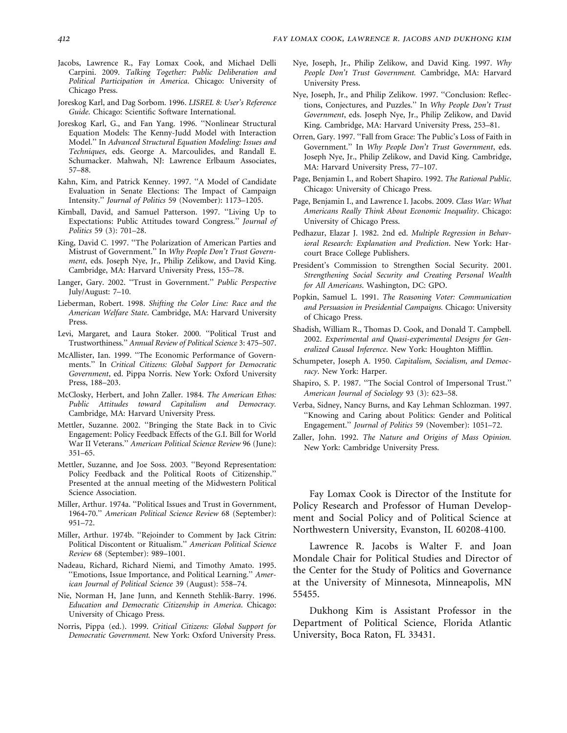Jacobs, Lawrence R., Fay Lomax Cook, and Michael Delli Carpini. 2009. *Talking Together: Public Deliberation and Political Participation in America*. Chicago: University of Chicago Press.

Joreskog Karl, and Dag Sorbom. 1996. *LISREL 8: User's Reference Guide*. Chicago: Scientific Software International.

Joreskog Karl, G., and Fan Yang. 1996. ''Nonlinear Structural Equation Models: The Kenny-Judd Model with Interaction Model.'' In *Advanced Structural Equation Modeling: Issues and Techniques*, eds. George A. Marcoulides, and Randall E. Schumacker. Mahwah, NJ: Lawrence Erlbaum Associates, 57–88.

Kahn, Kim, and Patrick Kenney. 1997. ''A Model of Candidate Evaluation in Senate Elections: The Impact of Campaign Intensity.'' *Journal of Politics* 59 (November): 1173–1205.

Kimball, David, and Samuel Patterson. 1997. ''Living Up to Expectations: Public Attitudes toward Congress.'' *Journal of Politics* 59 (3): 701–28.

King, David C. 1997. ''The Polarization of American Parties and Mistrust of Government.'' In *Why People Don't Trust Government*, eds. Joseph Nye, Jr., Philip Zelikow, and David King. Cambridge, MA: Harvard University Press, 155–78.

Langer, Gary. 2002. ''Trust in Government.'' *Public Perspective* July/August: 7–10.

Lieberman, Robert. 1998. *Shifting the Color Line: Race and the American Welfare State*. Cambridge, MA: Harvard University Press.

Levi, Margaret, and Laura Stoker. 2000. ''Political Trust and Trustworthiness.'' *Annual Review of Political Science* 3: 475–507.

McAllister, Ian. 1999. ''The Economic Performance of Governments.'' In *Critical Citizens: Global Support for Democratic Government*, ed. Pippa Norris. New York: Oxford University Press, 188–203.

McClosky, Herbert, and John Zaller. 1984. *The American Ethos: Public Attitudes toward Capitalism and Democracy.* Cambridge, MA: Harvard University Press.

Mettler, Suzanne. 2002. ''Bringing the State Back in to Civic Engagement: Policy Feedback Effects of the G.I. Bill for World War II Veterans.'' *American Political Science Review* 96 (June): 351–65.

Mettler, Suzanne, and Joe Soss. 2003. ''Beyond Representation: Policy Feedback and the Political Roots of Citizenship.'' Presented at the annual meeting of the Midwestern Political Science Association.

Miller, Arthur. 1974a. ''Political Issues and Trust in Government, 1964-70.'' *American Political Science Review* 68 (September): 951–72.

Miller, Arthur. 1974b. ''Rejoinder to Comment by Jack Citrin: Political Discontent or Ritualism.'' *American Political Science Review* 68 (September): 989–1001.

Nadeau, Richard, Richard Niemi, and Timothy Amato. 1995. ''Emotions, Issue Importance, and Political Learning.'' *American Journal of Political Science* 39 (August): 558–74.

Nie, Norman H, Jane Junn, and Kenneth Stehlik-Barry. 1996. *Education and Democratic Citizenship in America*. Chicago: University of Chicago Press.

Norris, Pippa (ed.). 1999. *Critical Citizens: Global Support for Democratic Government.* New York: Oxford University Press.

Nye, Joseph, Jr., Philip Zelikow, and David King. 1997. *Why People Don't Trust Government.* Cambridge, MA: Harvard University Press.

Nye, Joseph, Jr., and Philip Zelikow. 1997. ''Conclusion: Reflections, Conjectures, and Puzzles.'' In *Why People Don't Trust Government*, eds. Joseph Nye, Jr., Philip Zelikow, and David King. Cambridge, MA: Harvard University Press, 253–81.

Orren, Gary. 1997. ''Fall from Grace: The Public's Loss of Faith in Government.'' In *Why People Don't Trust Government*, eds. Joseph Nye, Jr., Philip Zelikow, and David King. Cambridge, MA: Harvard University Press, 77–107.

Page, Benjamin I., and Robert Shapiro. 1992. *The Rational Public*. Chicago: University of Chicago Press.

Page, Benjamin I., and Lawrence I. Jacobs. 2009. *Class War: What Americans Really Think About Economic Inequality*. Chicago: University of Chicago Press.

Pedhazur, Elazar J. 1982. 2nd ed. *Multiple Regression in Behavioral Research: Explanation and Prediction*. New York: Harcourt Brace College Publishers.

President's Commission to Strengthen Social Security. 2001. *Strengthening Social Security and Creating Personal Wealth for All Americans.* Washington, DC: GPO.

Popkin, Samuel L. 1991. *The Reasoning Voter: Communication and Persuasion in Presidential Campaigns.* Chicago: University of Chicago Press.

Shadish, William R., Thomas D. Cook, and Donald T. Campbell. 2002. *Experimental and Quasi-experimental Designs for Generalized Causal Inference*. New York: Houghton Mifflin.

Schumpeter, Joseph A. 1950. *Capitalism, Socialism, and Democracy*. New York: Harper.

Shapiro, S. P. 1987. ''The Social Control of Impersonal Trust.'' *American Journal of Sociology* 93 (3): 623–58.

Verba, Sidney, Nancy Burns, and Kay Lehman Schlozman. 1997. ''Knowing and Caring about Politics: Gender and Political Engagement.'' *Journal of Politics* 59 (November): 1051–72.

Zaller, John. 1992. *The Nature and Origins of Mass Opinion.* New York: Cambridge University Press.

Fay Lomax Cook is Director of the Institute for Policy Research and Professor of Human Development and Social Policy and of Political Science at Northwestern University, Evanston, IL 60208-4100.

Lawrence R. Jacobs is Walter F. and Joan Mondale Chair for Political Studies and Director of the Center for the Study of Politics and Governance at the University of Minnesota, Minneapolis, MN 55455.

Dukhong Kim is Assistant Professor in the Department of Political Science, Florida Atlantic University, Boca Raton, FL 33431.